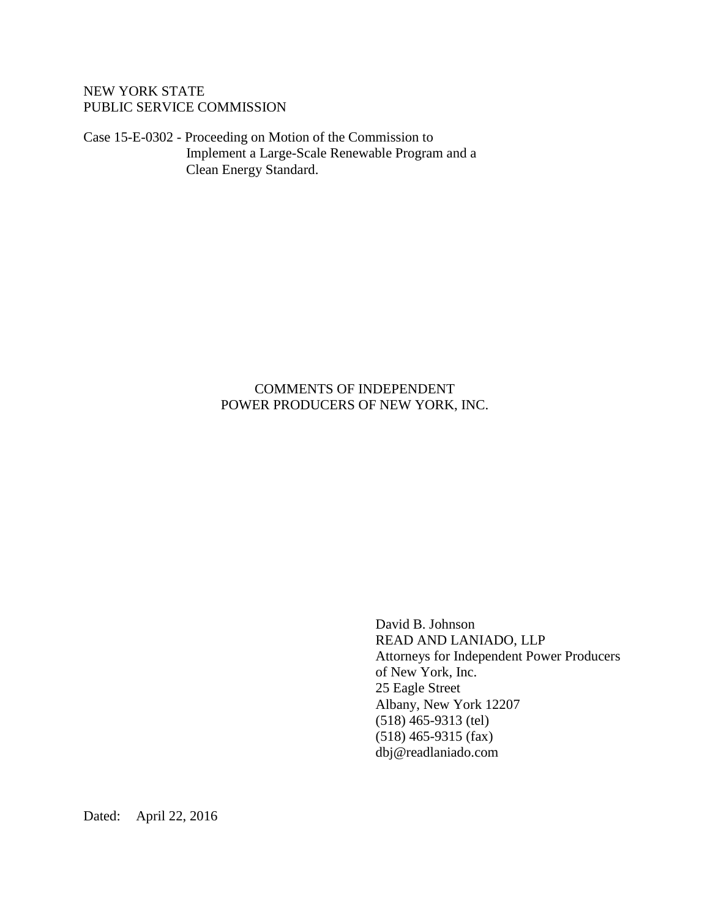NEW YORK STATE
PUBLIC SERVICE COMMISSION

Case 15-E-0302 - Proceeding on Motion of the Commission to Implement a Large-Scale Renewable Program and a Clean Energy Standard.

# COMMENTS OF INDEPENDENT POWER PRODUCERS OF NEW YORK, INC.

David B. Johnson
READ AND LANIADO, LLP
Attorneys for Independent Power Producers of New York, Inc.
25 Eagle Street
Albany, New York 12207
(518) 465-9313 (tel)
(518) 465-9315 (fax)
dbj@readlaniado.com

Dated: April 22, 2016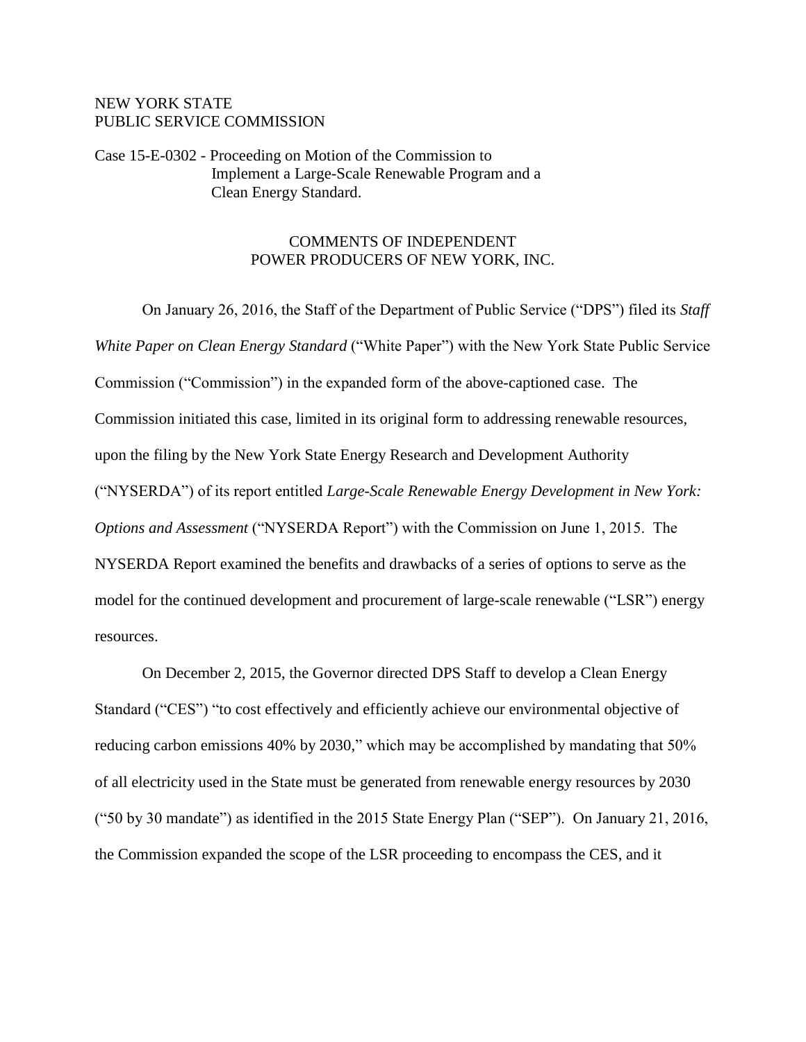NEW YORK STATE
PUBLIC SERVICE COMMISSION

Case 15-E-0302 - Proceeding on Motion of the Commission to Implement a Large-Scale Renewable Program and a Clean Energy Standard.

COMMENTS OF INDEPENDENT
POWER PRODUCERS OF NEW YORK, INC.

On January 26, 2016, the Staff of the Department of Public Service ("DPS") filed its *Staff White Paper on Clean Energy Standard* ("White Paper") with the New York State Public Service Commission ("Commission") in the expanded form of the above-captioned case. The Commission initiated this case, limited in its original form to addressing renewable resources, upon the filing by the New York State Energy Research and Development Authority ("NYSERDA") of its report entitled *Large-Scale Renewable Energy Development in New York: Options and Assessment* ("NYSERDA Report") with the Commission on June 1, 2015. The NYSERDA Report examined the benefits and drawbacks of a series of options to serve as the model for the continued development and procurement of large-scale renewable ("LSR") energy resources.

On December 2, 2015, the Governor directed DPS Staff to develop a Clean Energy Standard ("CES") "to cost effectively and efficiently achieve our environmental objective of reducing carbon emissions 40% by 2030," which may be accomplished by mandating that 50% of all electricity used in the State must be generated from renewable energy resources by 2030 ("50 by 30 mandate") as identified in the 2015 State Energy Plan ("SEP"). On January 21, 2016, the Commission expanded the scope of the LSR proceeding to encompass the CES, and it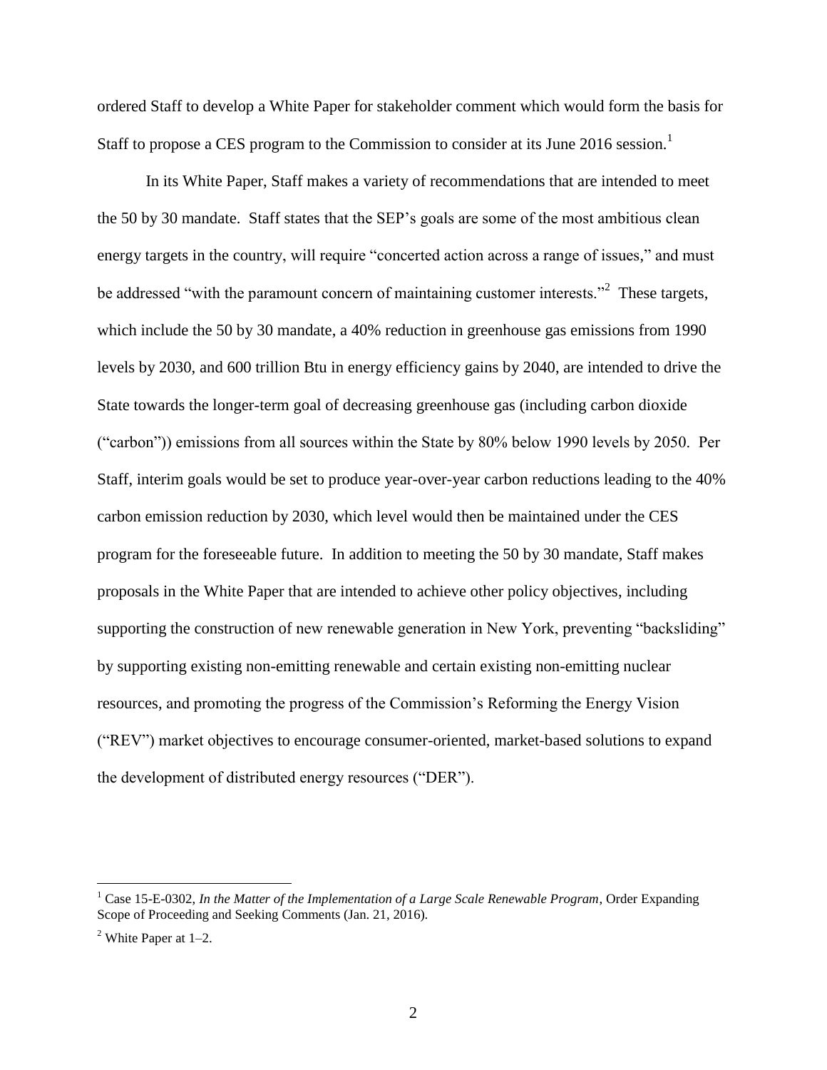ordered Staff to develop a White Paper for stakeholder comment which would form the basis for Staff to propose a CES program to the Commission to consider at its June 2016 session.[1]

In its White Paper, Staff makes a variety of recommendations that are intended to meet the 50 by 30 mandate. Staff states that the SEP's goals are some of the most ambitious clean energy targets in the country, will require "concerted action across a range of issues," and must be addressed "with the paramount concern of maintaining customer interests."[2] These targets, which include the 50 by 30 mandate, a 40% reduction in greenhouse gas emissions from 1990 levels by 2030, and 600 trillion Btu in energy efficiency gains by 2040, are intended to drive the State towards the longer-term goal of decreasing greenhouse gas (including carbon dioxide ("carbon")) emissions from all sources within the State by 80% below 1990 levels by 2050. Per Staff, interim goals would be set to produce year-over-year carbon reductions leading to the 40% carbon emission reduction by 2030, which level would then be maintained under the CES program for the foreseeable future. In addition to meeting the 50 by 30 mandate, Staff makes proposals in the White Paper that are intended to achieve other policy objectives, including supporting the construction of new renewable generation in New York, preventing "backsliding" by supporting existing non-emitting renewable and certain existing non-emitting nuclear resources, and promoting the progress of the Commission's Reforming the Energy Vision ("REV") market objectives to encourage consumer-oriented, market-based solutions to expand the development of distributed energy resources ("DER").

---

[1] Case 15-E-0302, *In the Matter of the Implementation of a Large Scale Renewable Program*, Order Expanding Scope of Proceeding and Seeking Comments (Jan. 21, 2016).

[2] White Paper at 1–2.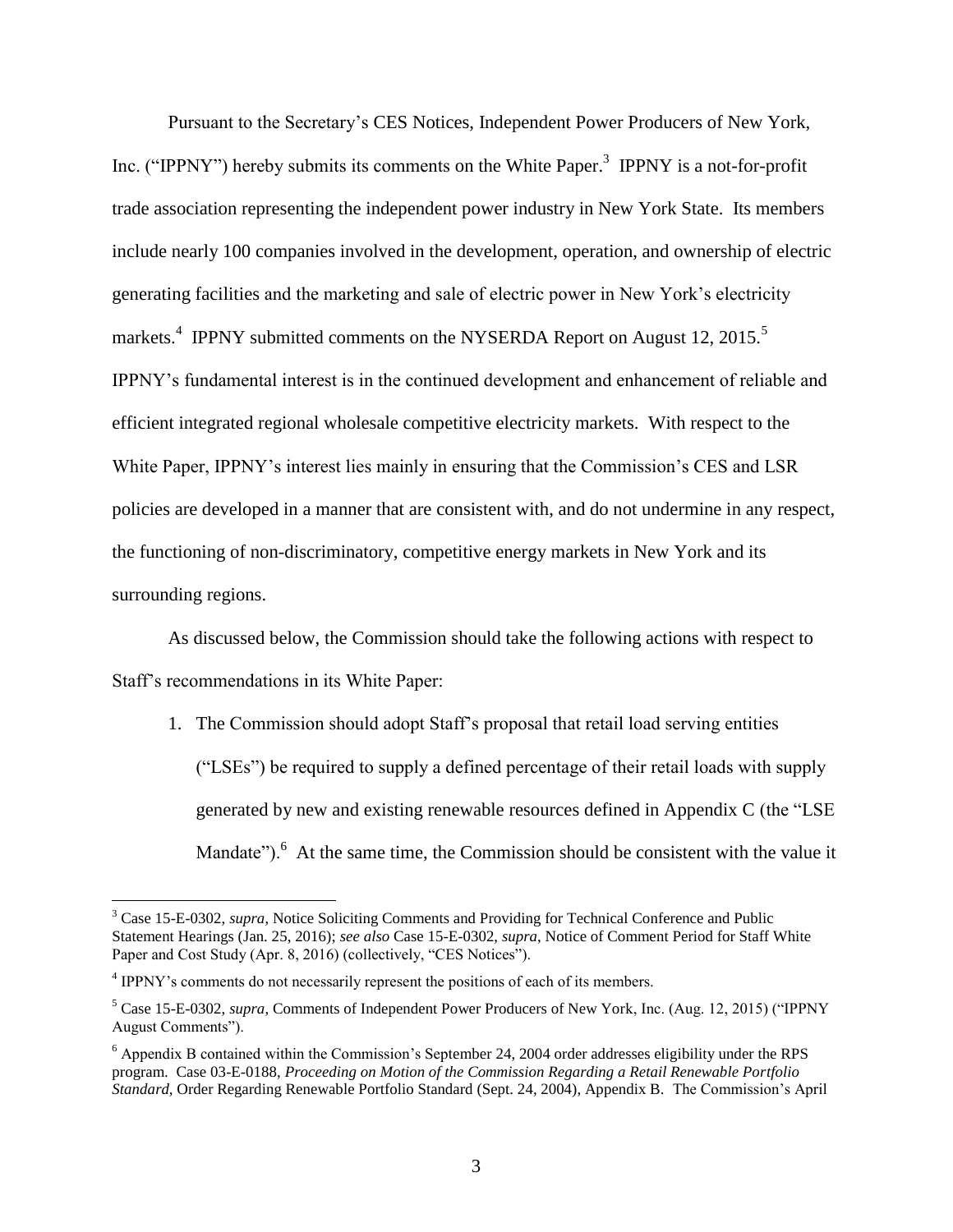Pursuant to the Secretary's CES Notices, Independent Power Producers of New York, Inc. ("IPPNY") hereby submits its comments on the White Paper.[3] IPPNY is a not-for-profit trade association representing the independent power industry in New York State. Its members include nearly 100 companies involved in the development, operation, and ownership of electric generating facilities and the marketing and sale of electric power in New York's electricity markets.[4] IPPNY submitted comments on the NYSERDA Report on August 12, 2015.[5] IPPNY's fundamental interest is in the continued development and enhancement of reliable and efficient integrated regional wholesale competitive electricity markets. With respect to the White Paper, IPPNY's interest lies mainly in ensuring that the Commission's CES and LSR policies are developed in a manner that are consistent with, and do not undermine in any respect, the functioning of non-discriminatory, competitive energy markets in New York and its surrounding regions.

As discussed below, the Commission should take the following actions with respect to Staff's recommendations in its White Paper:

1. The Commission should adopt Staff's proposal that retail load serving entities ("LSEs") be required to supply a defined percentage of their retail loads with supply generated by new and existing renewable resources defined in Appendix C (the "LSE Mandate").[6] At the same time, the Commission should be consistent with the value it

---

[3] Case 15-E-0302, *supra*, Notice Soliciting Comments and Providing for Technical Conference and Public Statement Hearings (Jan. 25, 2016); *see also* Case 15-E-0302, *supra*, Notice of Comment Period for Staff White Paper and Cost Study (Apr. 8, 2016) (collectively, "CES Notices").

[4] IPPNY's comments do not necessarily represent the positions of each of its members.

[5] Case 15-E-0302, *supra*, Comments of Independent Power Producers of New York, Inc. (Aug. 12, 2015) ("IPPNY August Comments").

[6] Appendix B contained within the Commission's September 24, 2004 order addresses eligibility under the RPS program. Case 03-E-0188, *Proceeding on Motion of the Commission Regarding a Retail Renewable Portfolio Standard*, Order Regarding Renewable Portfolio Standard (Sept. 24, 2004), Appendix B. The Commission's April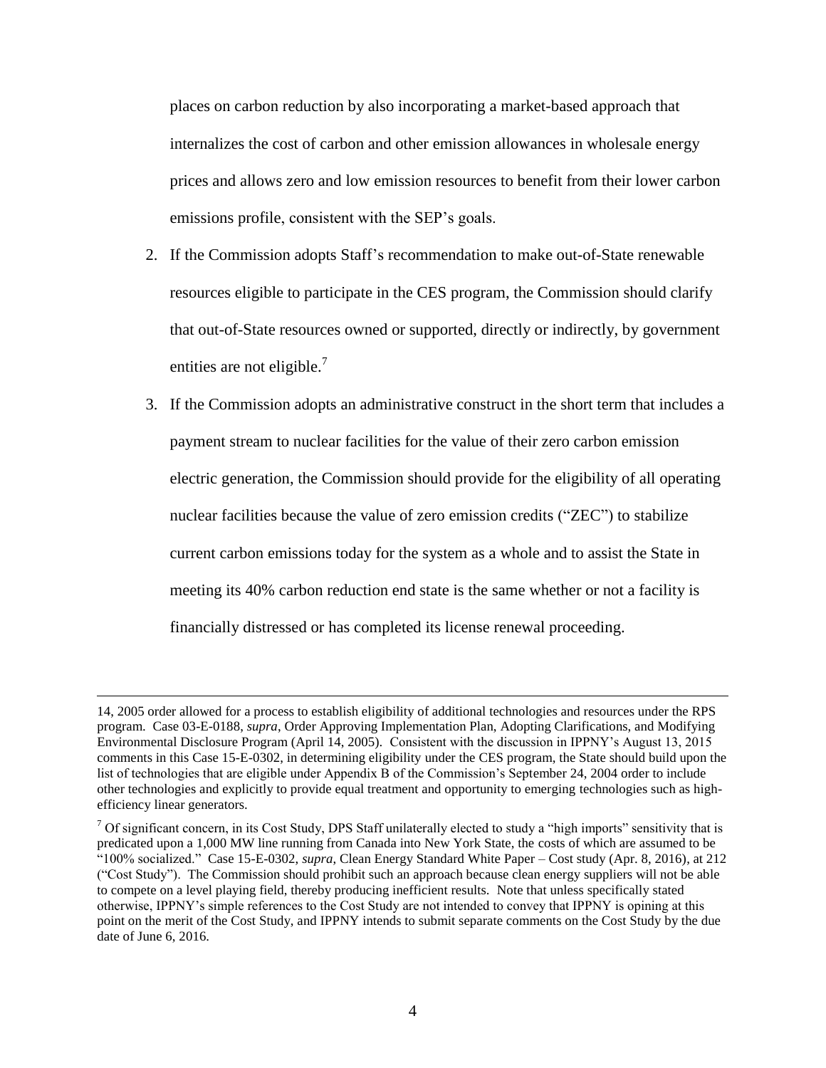places on carbon reduction by also incorporating a market-based approach that internalizes the cost of carbon and other emission allowances in wholesale energy prices and allows zero and low emission resources to benefit from their lower carbon emissions profile, consistent with the SEP's goals.

2. If the Commission adopts Staff's recommendation to make out-of-State renewable resources eligible to participate in the CES program, the Commission should clarify that out-of-State resources owned or supported, directly or indirectly, by government entities are not eligible.[7]

3. If the Commission adopts an administrative construct in the short term that includes a payment stream to nuclear facilities for the value of their zero carbon emission electric generation, the Commission should provide for the eligibility of all operating nuclear facilities because the value of zero emission credits ("ZEC") to stabilize current carbon emissions today for the system as a whole and to assist the State in meeting its 40% carbon reduction end state is the same whether or not a facility is financially distressed or has completed its license renewal proceeding.

---

14, 2005 order allowed for a process to establish eligibility of additional technologies and resources under the RPS program. Case 03-E-0188, *supra*, Order Approving Implementation Plan, Adopting Clarifications, and Modifying Environmental Disclosure Program (April 14, 2005). Consistent with the discussion in IPPNY's August 13, 2015 comments in this Case 15-E-0302, in determining eligibility under the CES program, the State should build upon the list of technologies that are eligible under Appendix B of the Commission's September 24, 2004 order to include other technologies and explicitly to provide equal treatment and opportunity to emerging technologies such as high-efficiency linear generators.

[7] Of significant concern, in its Cost Study, DPS Staff unilaterally elected to study a "high imports" sensitivity that is predicated upon a 1,000 MW line running from Canada into New York State, the costs of which are assumed to be "100% socialized." Case 15-E-0302, *supra*, Clean Energy Standard White Paper – Cost study (Apr. 8, 2016), at 212 ("Cost Study"). The Commission should prohibit such an approach because clean energy suppliers will not be able to compete on a level playing field, thereby producing inefficient results. Note that unless specifically stated otherwise, IPPNY's simple references to the Cost Study are not intended to convey that IPPNY is opining at this point on the merit of the Cost Study, and IPPNY intends to submit separate comments on the Cost Study by the due date of June 6, 2016.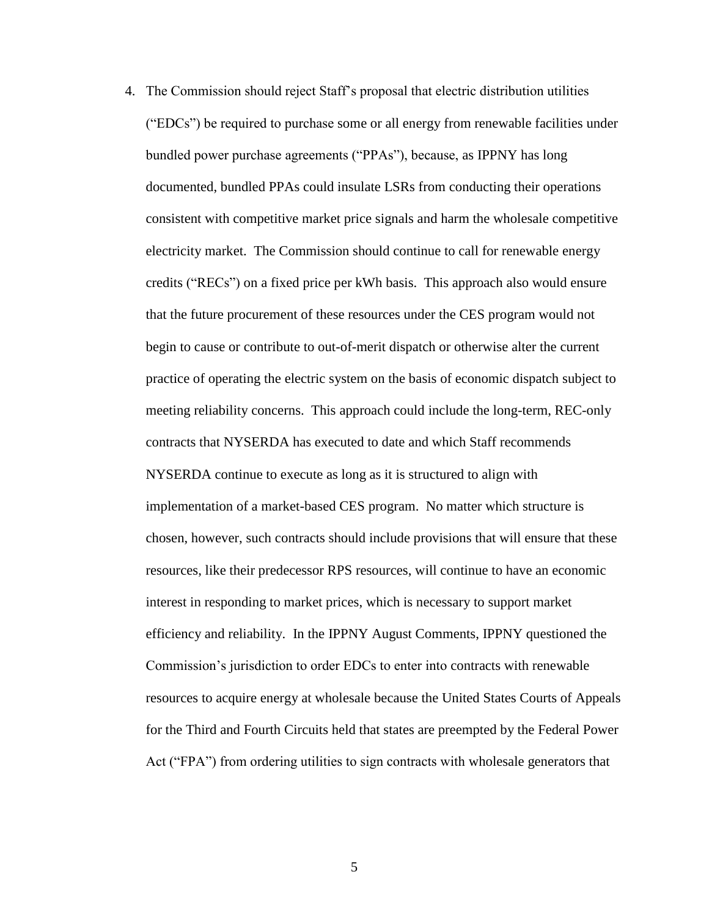4. The Commission should reject Staff's proposal that electric distribution utilities ("EDCs") be required to purchase some or all energy from renewable facilities under bundled power purchase agreements ("PPAs"), because, as IPPNY has long documented, bundled PPAs could insulate LSRs from conducting their operations consistent with competitive market price signals and harm the wholesale competitive electricity market. The Commission should continue to call for renewable energy credits ("RECs") on a fixed price per kWh basis. This approach also would ensure that the future procurement of these resources under the CES program would not begin to cause or contribute to out-of-merit dispatch or otherwise alter the current practice of operating the electric system on the basis of economic dispatch subject to meeting reliability concerns. This approach could include the long-term, REC-only contracts that NYSERDA has executed to date and which Staff recommends NYSERDA continue to execute as long as it is structured to align with implementation of a market-based CES program. No matter which structure is chosen, however, such contracts should include provisions that will ensure that these resources, like their predecessor RPS resources, will continue to have an economic interest in responding to market prices, which is necessary to support market efficiency and reliability. In the IPPNY August Comments, IPPNY questioned the Commission's jurisdiction to order EDCs to enter into contracts with renewable resources to acquire energy at wholesale because the United States Courts of Appeals for the Third and Fourth Circuits held that states are preempted by the Federal Power Act ("FPA") from ordering utilities to sign contracts with wholesale generators that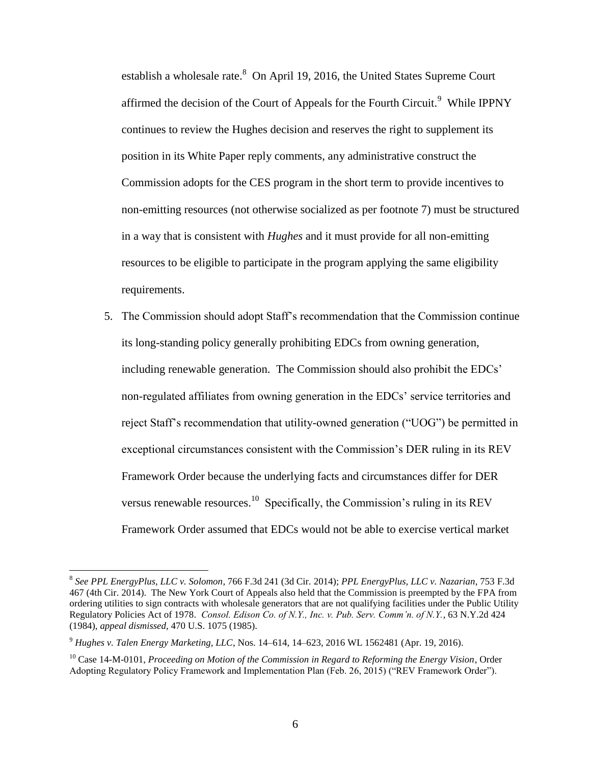establish a wholesale rate.[8] On April 19, 2016, the United States Supreme Court affirmed the decision of the Court of Appeals for the Fourth Circuit.[9] While IPPNY continues to review the Hughes decision and reserves the right to supplement its position in its White Paper reply comments, any administrative construct the Commission adopts for the CES program in the short term to provide incentives to non-emitting resources (not otherwise socialized as per footnote 7) must be structured in a way that is consistent with *Hughes* and it must provide for all non-emitting resources to be eligible to participate in the program applying the same eligibility requirements.

5. The Commission should adopt Staff's recommendation that the Commission continue its long-standing policy generally prohibiting EDCs from owning generation, including renewable generation. The Commission should also prohibit the EDCs' non-regulated affiliates from owning generation in the EDCs' service territories and reject Staff's recommendation that utility-owned generation ("UOG") be permitted in exceptional circumstances consistent with the Commission's DER ruling in its REV Framework Order because the underlying facts and circumstances differ for DER versus renewable resources.[10] Specifically, the Commission's ruling in its REV Framework Order assumed that EDCs would not be able to exercise vertical market

---

[8] *See PPL EnergyPlus, LLC v. Solomon*, 766 F.3d 241 (3d Cir. 2014); *PPL EnergyPlus, LLC v. Nazarian*, 753 F.3d 467 (4th Cir. 2014). The New York Court of Appeals also held that the Commission is preempted by the FPA from ordering utilities to sign contracts with wholesale generators that are not qualifying facilities under the Public Utility Regulatory Policies Act of 1978. *Consol. Edison Co. of N.Y., Inc. v. Pub. Serv. Comm'n. of N.Y.*, 63 N.Y.2d 424 (1984), *appeal dismissed*, 470 U.S. 1075 (1985).

[9] *Hughes v. Talen Energy Marketing, LLC*, Nos. 14–614, 14–623, 2016 WL 1562481 (Apr. 19, 2016).

[10] Case 14-M-0101, *Proceeding on Motion of the Commission in Regard to Reforming the Energy Vision*, Order Adopting Regulatory Policy Framework and Implementation Plan (Feb. 26, 2015) ("REV Framework Order").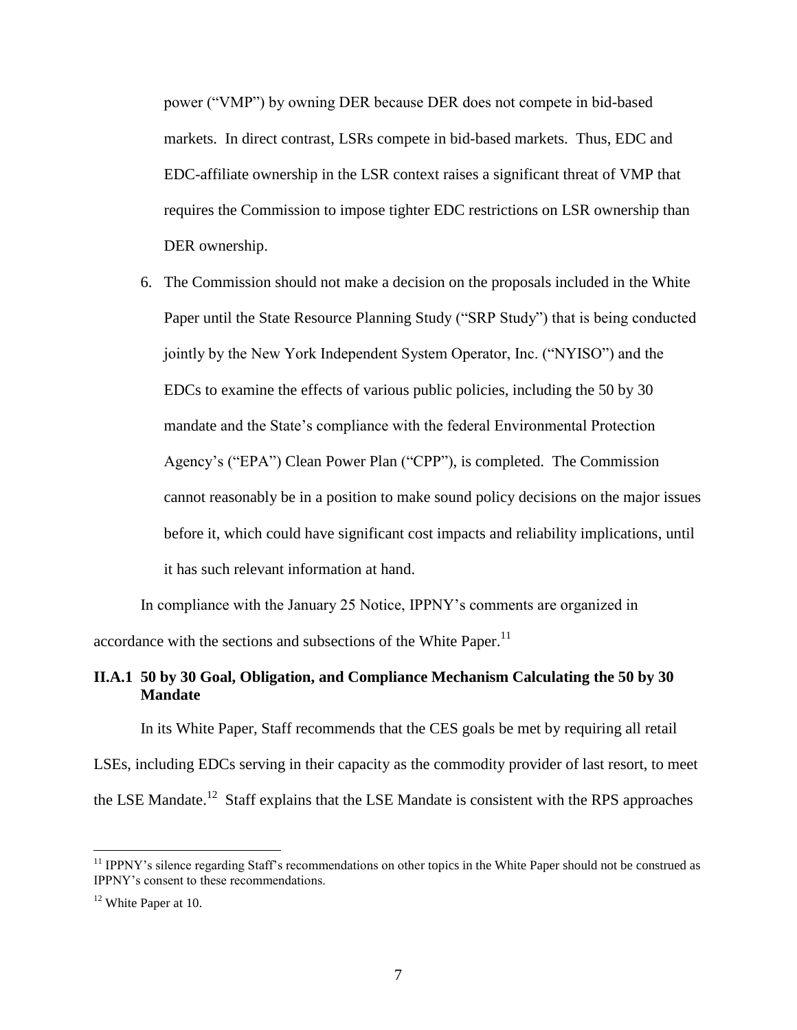power ("VMP") by owning DER because DER does not compete in bid-based markets. In direct contrast, LSRs compete in bid-based markets. Thus, EDC and EDC-affiliate ownership in the LSR context raises a significant threat of VMP that requires the Commission to impose tighter EDC restrictions on LSR ownership than DER ownership.

6. The Commission should not make a decision on the proposals included in the White Paper until the State Resource Planning Study ("SRP Study") that is being conducted jointly by the New York Independent System Operator, Inc. ("NYISO") and the EDCs to examine the effects of various public policies, including the 50 by 30 mandate and the State's compliance with the federal Environmental Protection Agency's ("EPA") Clean Power Plan ("CPP"), is completed. The Commission cannot reasonably be in a position to make sound policy decisions on the major issues before it, which could have significant cost impacts and reliability implications, until it has such relevant information at hand.

In compliance with the January 25 Notice, IPPNY's comments are organized in accordance with the sections and subsections of the White Paper.[11]

### II.A.1 50 by 30 Goal, Obligation, and Compliance Mechanism Calculating the 50 by 30 Mandate

In its White Paper, Staff recommends that the CES goals be met by requiring all retail LSEs, including EDCs serving in their capacity as the commodity provider of last resort, to meet the LSE Mandate.[12] Staff explains that the LSE Mandate is consistent with the RPS approaches

---

[11] IPPNY's silence regarding Staff's recommendations on other topics in the White Paper should not be construed as IPPNY's consent to these recommendations.

[12] White Paper at 10.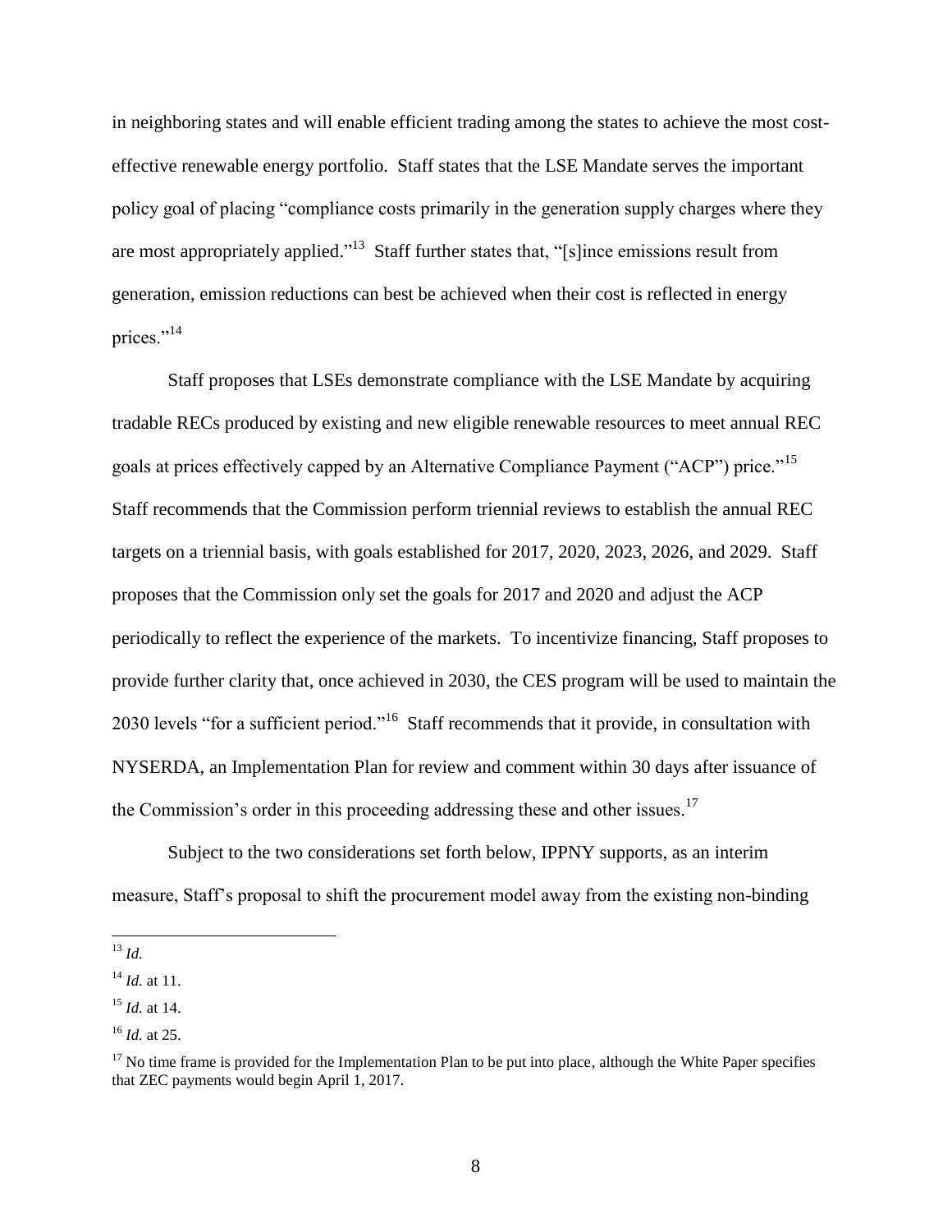in neighboring states and will enable efficient trading among the states to achieve the most cost-effective renewable energy portfolio. Staff states that the LSE Mandate serves the important policy goal of placing "compliance costs primarily in the generation supply charges where they are most appropriately applied."[13] Staff further states that, "[s]ince emissions result from generation, emission reductions can best be achieved when their cost is reflected in energy prices."[14]

Staff proposes that LSEs demonstrate compliance with the LSE Mandate by acquiring tradable RECs produced by existing and new eligible renewable resources to meet annual REC goals at prices effectively capped by an Alternative Compliance Payment ("ACP") price."[15] Staff recommends that the Commission perform triennial reviews to establish the annual REC targets on a triennial basis, with goals established for 2017, 2020, 2023, 2026, and 2029. Staff proposes that the Commission only set the goals for 2017 and 2020 and adjust the ACP periodically to reflect the experience of the markets. To incentivize financing, Staff proposes to provide further clarity that, once achieved in 2030, the CES program will be used to maintain the 2030 levels "for a sufficient period."[16] Staff recommends that it provide, in consultation with NYSERDA, an Implementation Plan for review and comment within 30 days after issuance of the Commission's order in this proceeding addressing these and other issues.[17]

Subject to the two considerations set forth below, IPPNY supports, as an interim measure, Staff's proposal to shift the procurement model away from the existing non-binding

---

[13] *Id.*

[14] *Id.* at 11.

[15] *Id.* at 14.

[16] *Id.* at 25.

[17] No time frame is provided for the Implementation Plan to be put into place, although the White Paper specifies that ZEC payments would begin April 1, 2017.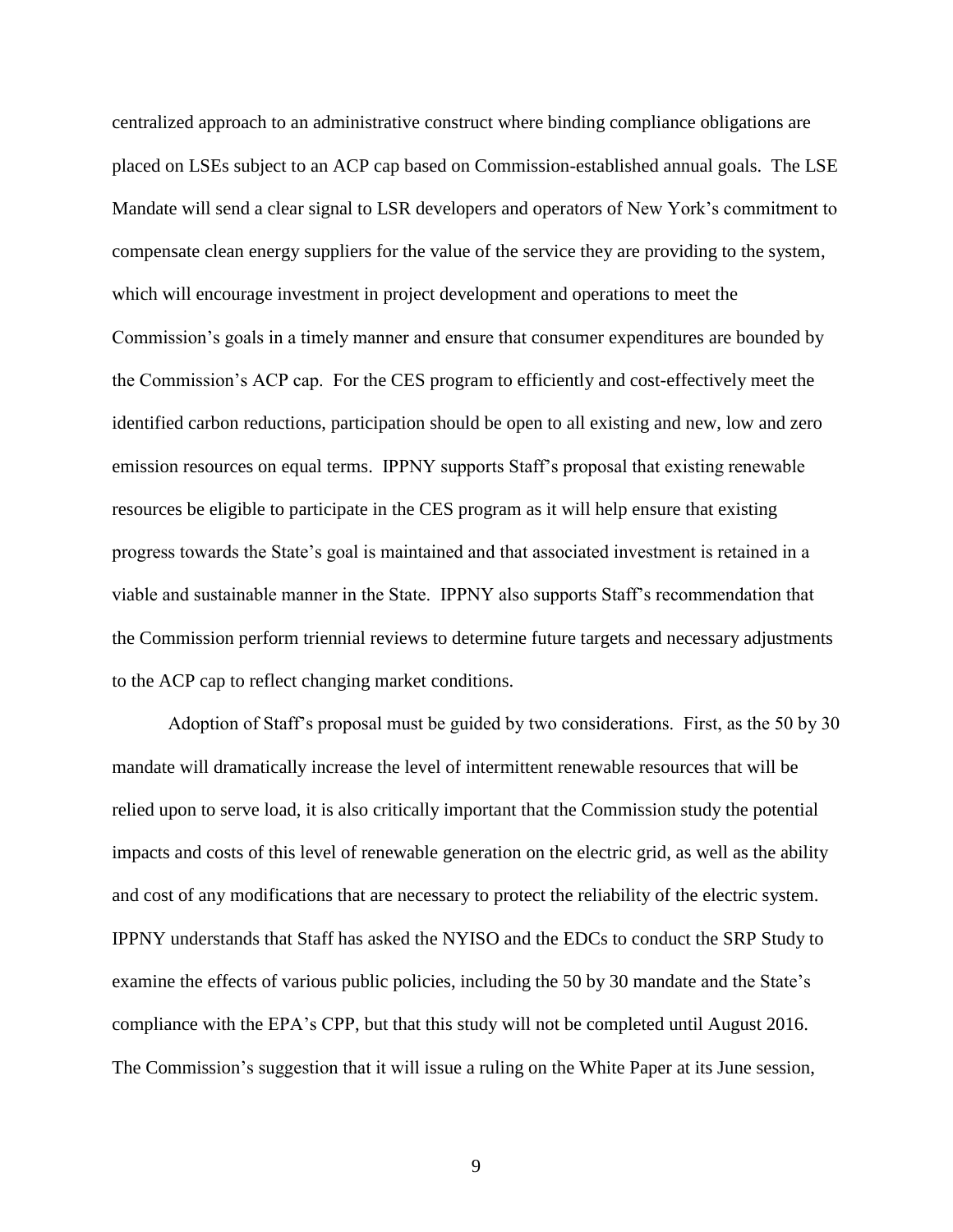centralized approach to an administrative construct where binding compliance obligations are placed on LSEs subject to an ACP cap based on Commission-established annual goals. The LSE Mandate will send a clear signal to LSR developers and operators of New York's commitment to compensate clean energy suppliers for the value of the service they are providing to the system, which will encourage investment in project development and operations to meet the Commission's goals in a timely manner and ensure that consumer expenditures are bounded by the Commission's ACP cap. For the CES program to efficiently and cost-effectively meet the identified carbon reductions, participation should be open to all existing and new, low and zero emission resources on equal terms. IPPNY supports Staff's proposal that existing renewable resources be eligible to participate in the CES program as it will help ensure that existing progress towards the State's goal is maintained and that associated investment is retained in a viable and sustainable manner in the State. IPPNY also supports Staff's recommendation that the Commission perform triennial reviews to determine future targets and necessary adjustments to the ACP cap to reflect changing market conditions.

Adoption of Staff's proposal must be guided by two considerations. First, as the 50 by 30 mandate will dramatically increase the level of intermittent renewable resources that will be relied upon to serve load, it is also critically important that the Commission study the potential impacts and costs of this level of renewable generation on the electric grid, as well as the ability and cost of any modifications that are necessary to protect the reliability of the electric system. IPPNY understands that Staff has asked the NYISO and the EDCs to conduct the SRP Study to examine the effects of various public policies, including the 50 by 30 mandate and the State's compliance with the EPA's CPP, but that this study will not be completed until August 2016. The Commission's suggestion that it will issue a ruling on the White Paper at its June session,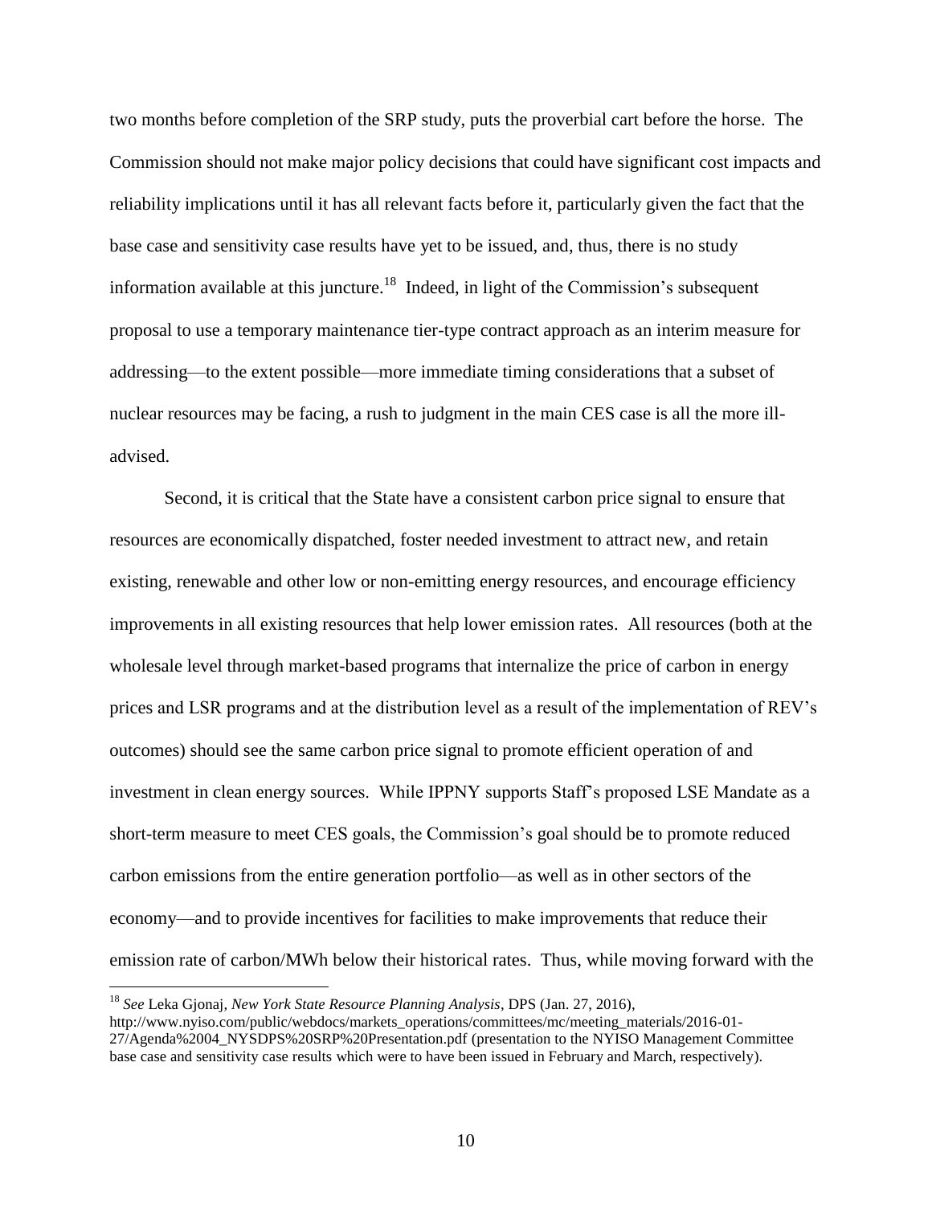two months before completion of the SRP study, puts the proverbial cart before the horse. The Commission should not make major policy decisions that could have significant cost impacts and reliability implications until it has all relevant facts before it, particularly given the fact that the base case and sensitivity case results have yet to be issued, and, thus, there is no study information available at this juncture.[18] Indeed, in light of the Commission's subsequent proposal to use a temporary maintenance tier-type contract approach as an interim measure for addressing—to the extent possible—more immediate timing considerations that a subset of nuclear resources may be facing, a rush to judgment in the main CES case is all the more ill-advised.

Second, it is critical that the State have a consistent carbon price signal to ensure that resources are economically dispatched, foster needed investment to attract new, and retain existing, renewable and other low or non-emitting energy resources, and encourage efficiency improvements in all existing resources that help lower emission rates. All resources (both at the wholesale level through market-based programs that internalize the price of carbon in energy prices and LSR programs and at the distribution level as a result of the implementation of REV's outcomes) should see the same carbon price signal to promote efficient operation of and investment in clean energy sources. While IPPNY supports Staff's proposed LSE Mandate as a short-term measure to meet CES goals, the Commission's goal should be to promote reduced carbon emissions from the entire generation portfolio—as well as in other sectors of the economy—and to provide incentives for facilities to make improvements that reduce their emission rate of carbon/MWh below their historical rates. Thus, while moving forward with the

---

[18] *See* Leka Gjonaj, *New York State Resource Planning Analysis*, DPS (Jan. 27, 2016), http://www.nyiso.com/public/webdocs/markets_operations/committees/mc/meeting_materials/2016-01-27/Agenda%2004_NYSDPS%20SRP%20Presentation.pdf (presentation to the NYISO Management Committee base case and sensitivity case results which were to have been issued in February and March, respectively).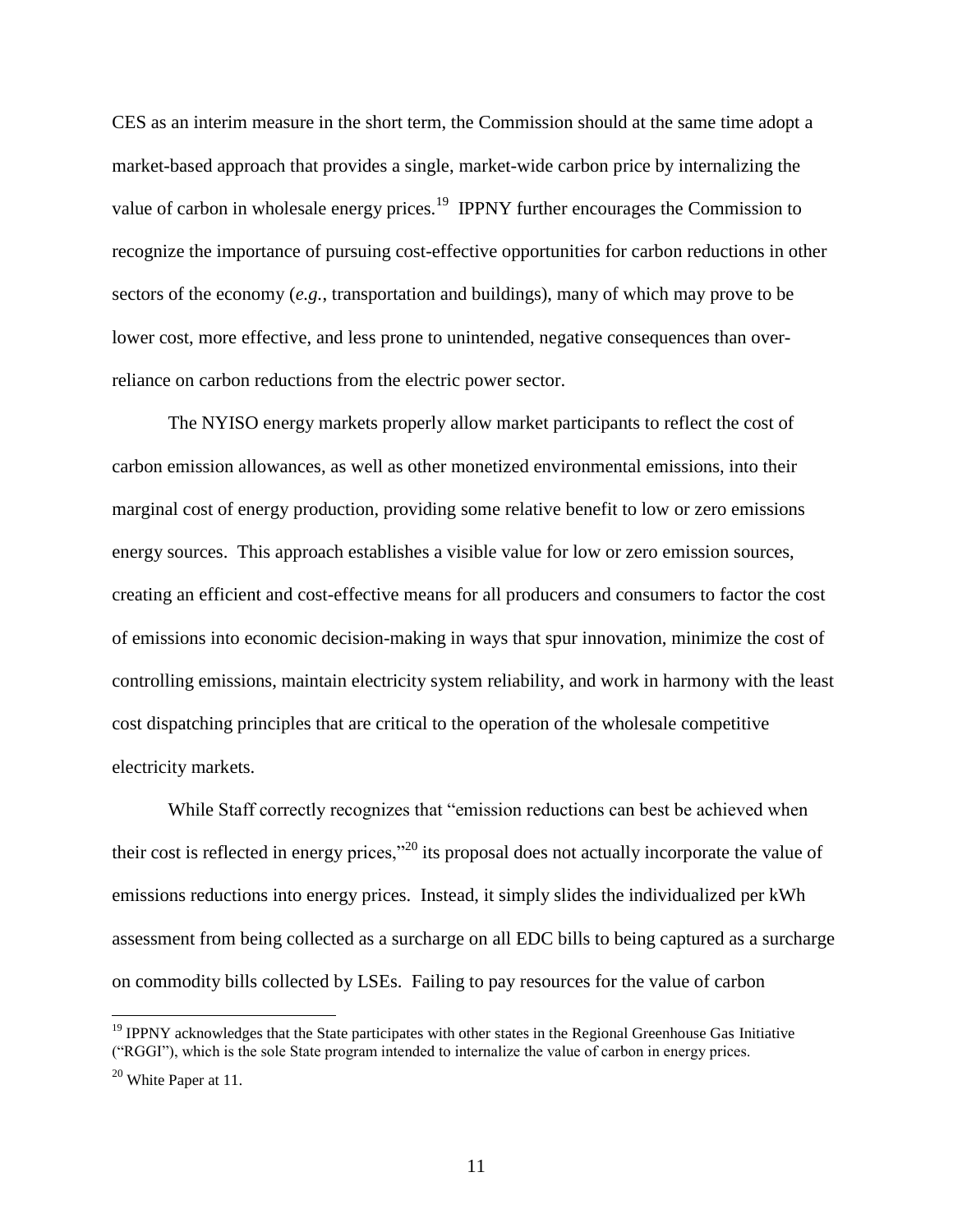CES as an interim measure in the short term, the Commission should at the same time adopt a market-based approach that provides a single, market-wide carbon price by internalizing the value of carbon in wholesale energy prices.[19] IPPNY further encourages the Commission to recognize the importance of pursuing cost-effective opportunities for carbon reductions in other sectors of the economy (*e.g.*, transportation and buildings), many of which may prove to be lower cost, more effective, and less prone to unintended, negative consequences than over-reliance on carbon reductions from the electric power sector.

The NYISO energy markets properly allow market participants to reflect the cost of carbon emission allowances, as well as other monetized environmental emissions, into their marginal cost of energy production, providing some relative benefit to low or zero emissions energy sources. This approach establishes a visible value for low or zero emission sources, creating an efficient and cost-effective means for all producers and consumers to factor the cost of emissions into economic decision-making in ways that spur innovation, minimize the cost of controlling emissions, maintain electricity system reliability, and work in harmony with the least cost dispatching principles that are critical to the operation of the wholesale competitive electricity markets.

While Staff correctly recognizes that "emission reductions can best be achieved when their cost is reflected in energy prices,"[20] its proposal does not actually incorporate the value of emissions reductions into energy prices. Instead, it simply slides the individualized per kWh assessment from being collected as a surcharge on all EDC bills to being captured as a surcharge on commodity bills collected by LSEs. Failing to pay resources for the value of carbon

[19] IPPNY acknowledges that the State participates with other states in the Regional Greenhouse Gas Initiative ("RGGI"), which is the sole State program intended to internalize the value of carbon in energy prices.

[20] White Paper at 11.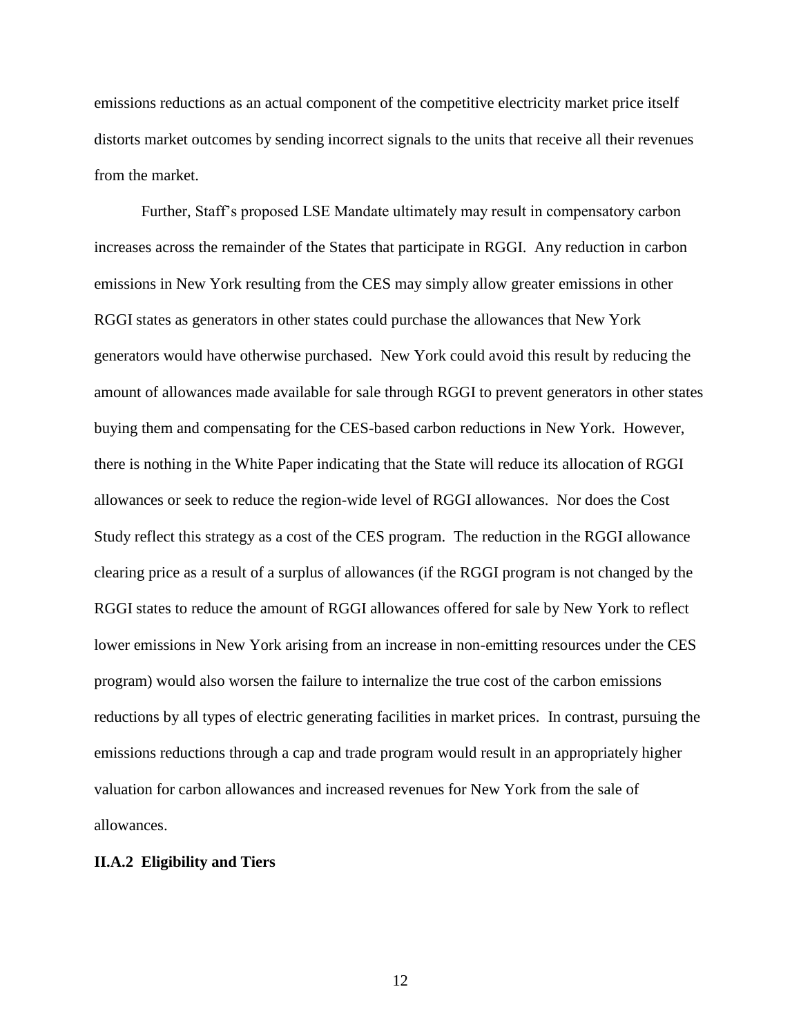emissions reductions as an actual component of the competitive electricity market price itself distorts market outcomes by sending incorrect signals to the units that receive all their revenues from the market.

Further, Staff's proposed LSE Mandate ultimately may result in compensatory carbon increases across the remainder of the States that participate in RGGI. Any reduction in carbon emissions in New York resulting from the CES may simply allow greater emissions in other RGGI states as generators in other states could purchase the allowances that New York generators would have otherwise purchased. New York could avoid this result by reducing the amount of allowances made available for sale through RGGI to prevent generators in other states buying them and compensating for the CES-based carbon reductions in New York. However, there is nothing in the White Paper indicating that the State will reduce its allocation of RGGI allowances or seek to reduce the region-wide level of RGGI allowances. Nor does the Cost Study reflect this strategy as a cost of the CES program. The reduction in the RGGI allowance clearing price as a result of a surplus of allowances (if the RGGI program is not changed by the RGGI states to reduce the amount of RGGI allowances offered for sale by New York to reflect lower emissions in New York arising from an increase in non-emitting resources under the CES program) would also worsen the failure to internalize the true cost of the carbon emissions reductions by all types of electric generating facilities in market prices. In contrast, pursuing the emissions reductions through a cap and trade program would result in an appropriately higher valuation for carbon allowances and increased revenues for New York from the sale of allowances.

**II.A.2 Eligibility and Tiers**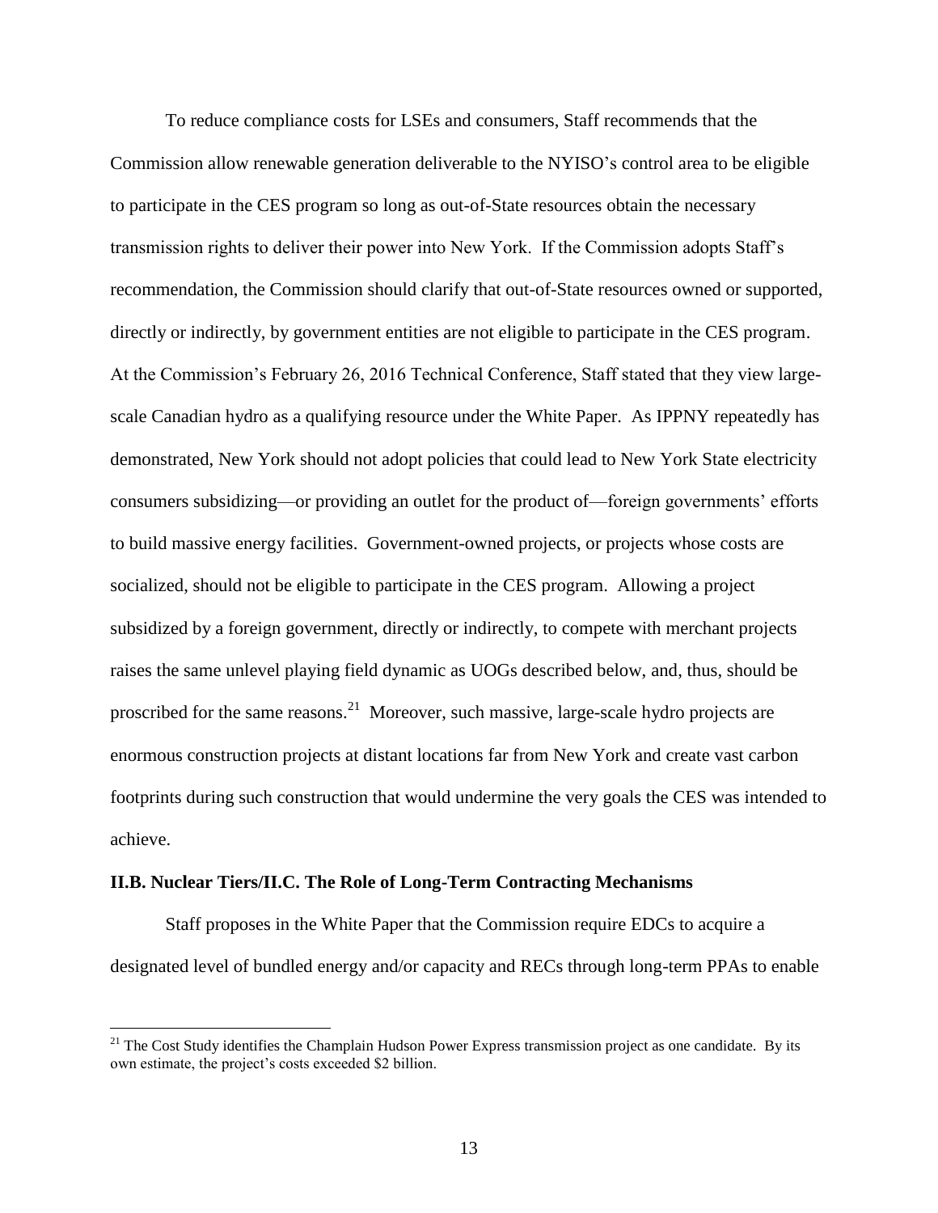To reduce compliance costs for LSEs and consumers, Staff recommends that the Commission allow renewable generation deliverable to the NYISO's control area to be eligible to participate in the CES program so long as out-of-State resources obtain the necessary transmission rights to deliver their power into New York. If the Commission adopts Staff's recommendation, the Commission should clarify that out-of-State resources owned or supported, directly or indirectly, by government entities are not eligible to participate in the CES program. At the Commission's February 26, 2016 Technical Conference, Staff stated that they view large-scale Canadian hydro as a qualifying resource under the White Paper. As IPPNY repeatedly has demonstrated, New York should not adopt policies that could lead to New York State electricity consumers subsidizing—or providing an outlet for the product of—foreign governments' efforts to build massive energy facilities. Government-owned projects, or projects whose costs are socialized, should not be eligible to participate in the CES program. Allowing a project subsidized by a foreign government, directly or indirectly, to compete with merchant projects raises the same unlevel playing field dynamic as UOGs described below, and, thus, should be proscribed for the same reasons.[21] Moreover, such massive, large-scale hydro projects are enormous construction projects at distant locations far from New York and create vast carbon footprints during such construction that would undermine the very goals the CES was intended to achieve.

**II.B. Nuclear Tiers/II.C. The Role of Long-Term Contracting Mechanisms**

Staff proposes in the White Paper that the Commission require EDCs to acquire a designated level of bundled energy and/or capacity and RECs through long-term PPAs to enable

[21] The Cost Study identifies the Champlain Hudson Power Express transmission project as one candidate. By its own estimate, the project's costs exceeded $2 billion.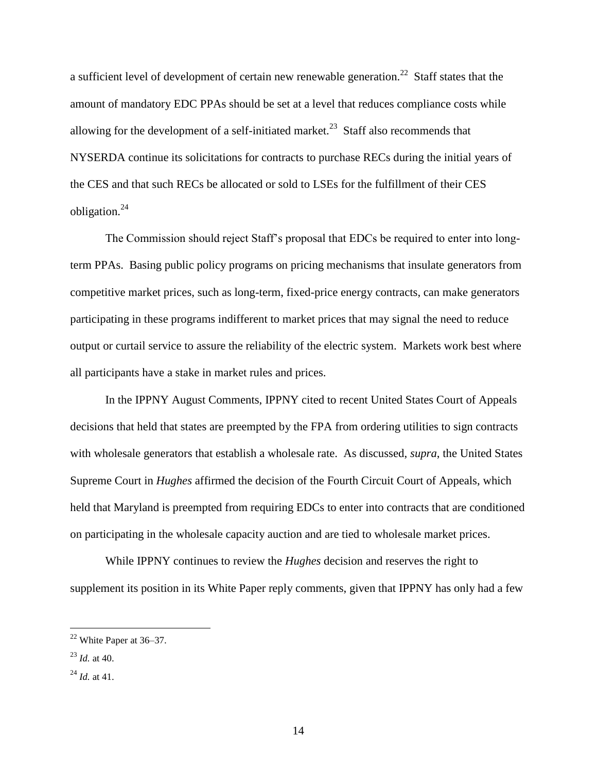a sufficient level of development of certain new renewable generation.[22] Staff states that the amount of mandatory EDC PPAs should be set at a level that reduces compliance costs while allowing for the development of a self-initiated market.[23] Staff also recommends that NYSERDA continue its solicitations for contracts to purchase RECs during the initial years of the CES and that such RECs be allocated or sold to LSEs for the fulfillment of their CES obligation.[24]

The Commission should reject Staff's proposal that EDCs be required to enter into long-term PPAs. Basing public policy programs on pricing mechanisms that insulate generators from competitive market prices, such as long-term, fixed-price energy contracts, can make generators participating in these programs indifferent to market prices that may signal the need to reduce output or curtail service to assure the reliability of the electric system. Markets work best where all participants have a stake in market rules and prices.

In the IPPNY August Comments, IPPNY cited to recent United States Court of Appeals decisions that held that states are preempted by the FPA from ordering utilities to sign contracts with wholesale generators that establish a wholesale rate. As discussed, *supra*, the United States Supreme Court in *Hughes* affirmed the decision of the Fourth Circuit Court of Appeals, which held that Maryland is preempted from requiring EDCs to enter into contracts that are conditioned on participating in the wholesale capacity auction and are tied to wholesale market prices.

While IPPNY continues to review the *Hughes* decision and reserves the right to supplement its position in its White Paper reply comments, given that IPPNY has only had a few

---

[22] White Paper at 36–37.

[23] *Id.* at 40.

[24] *Id.* at 41.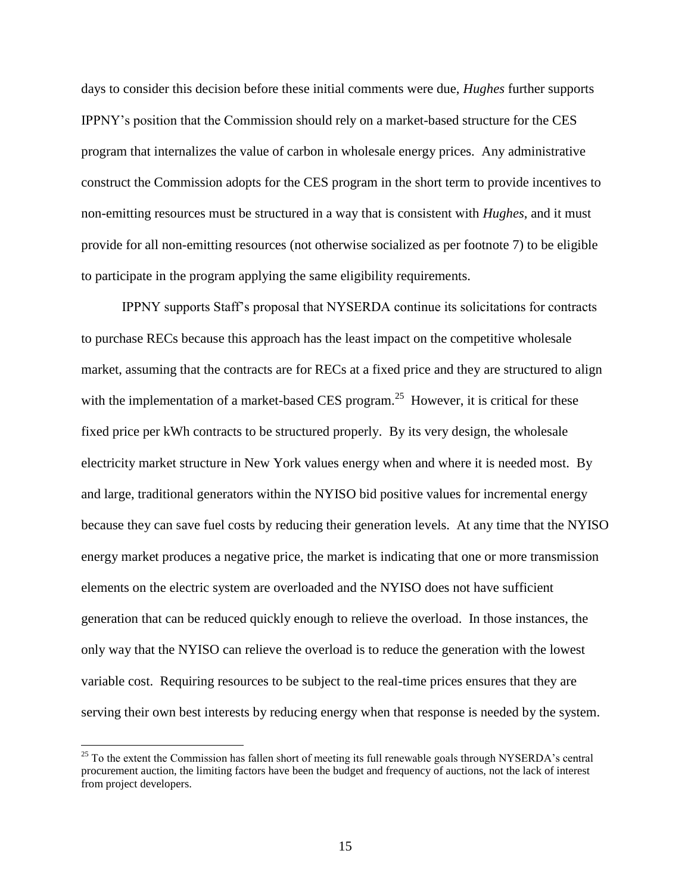days to consider this decision before these initial comments were due, *Hughes* further supports IPPNY's position that the Commission should rely on a market-based structure for the CES program that internalizes the value of carbon in wholesale energy prices. Any administrative construct the Commission adopts for the CES program in the short term to provide incentives to non-emitting resources must be structured in a way that is consistent with *Hughes*, and it must provide for all non-emitting resources (not otherwise socialized as per footnote 7) to be eligible to participate in the program applying the same eligibility requirements.

IPPNY supports Staff's proposal that NYSERDA continue its solicitations for contracts to purchase RECs because this approach has the least impact on the competitive wholesale market, assuming that the contracts are for RECs at a fixed price and they are structured to align with the implementation of a market-based CES program.[25] However, it is critical for these fixed price per kWh contracts to be structured properly. By its very design, the wholesale electricity market structure in New York values energy when and where it is needed most. By and large, traditional generators within the NYISO bid positive values for incremental energy because they can save fuel costs by reducing their generation levels. At any time that the NYISO energy market produces a negative price, the market is indicating that one or more transmission elements on the electric system are overloaded and the NYISO does not have sufficient generation that can be reduced quickly enough to relieve the overload. In those instances, the only way that the NYISO can relieve the overload is to reduce the generation with the lowest variable cost. Requiring resources to be subject to the real-time prices ensures that they are serving their own best interests by reducing energy when that response is needed by the system.

---

[25] To the extent the Commission has fallen short of meeting its full renewable goals through NYSERDA's central procurement auction, the limiting factors have been the budget and frequency of auctions, not the lack of interest from project developers.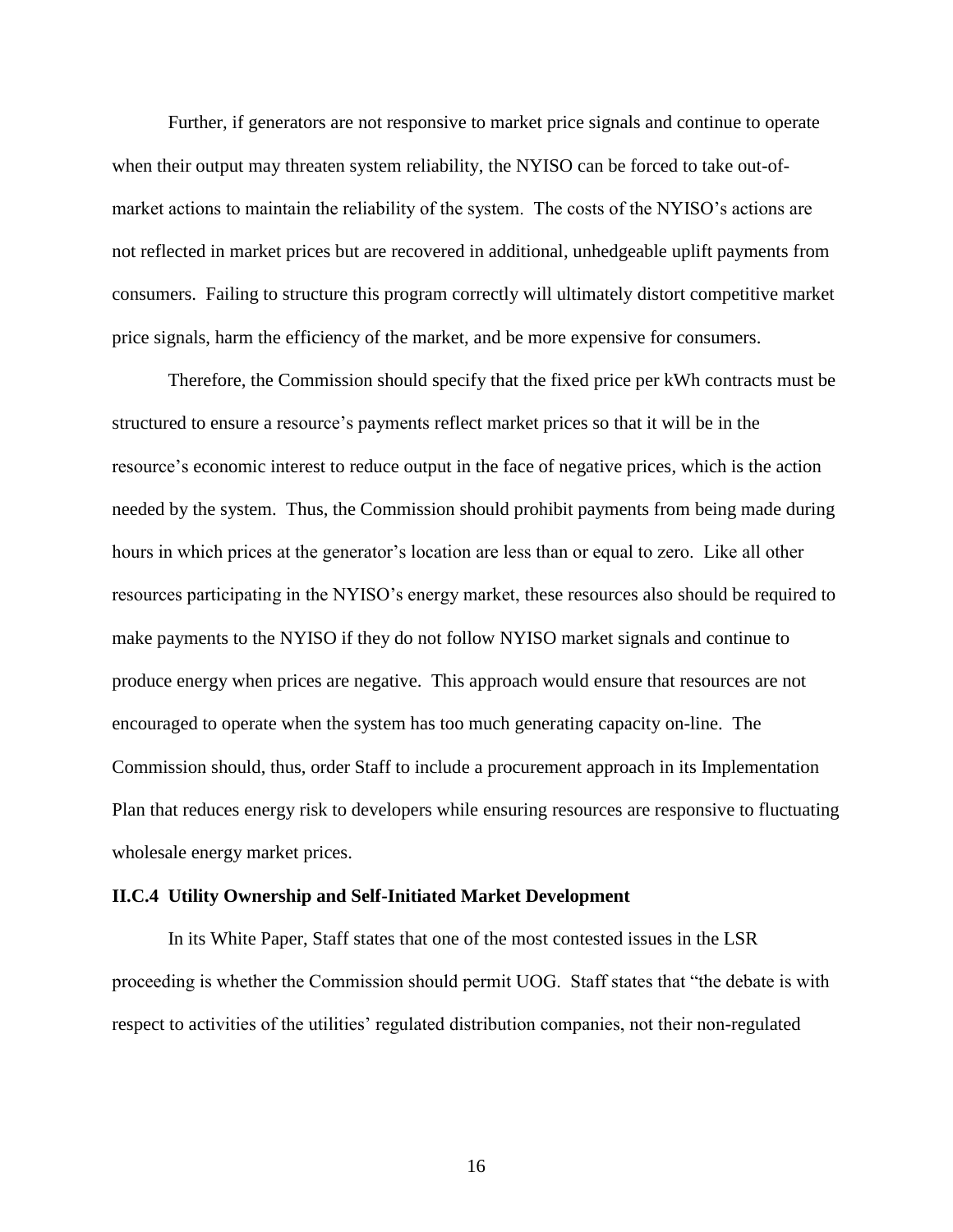Further, if generators are not responsive to market price signals and continue to operate when their output may threaten system reliability, the NYISO can be forced to take out-of-market actions to maintain the reliability of the system. The costs of the NYISO's actions are not reflected in market prices but are recovered in additional, unhedgeable uplift payments from consumers. Failing to structure this program correctly will ultimately distort competitive market price signals, harm the efficiency of the market, and be more expensive for consumers.

Therefore, the Commission should specify that the fixed price per kWh contracts must be structured to ensure a resource's payments reflect market prices so that it will be in the resource's economic interest to reduce output in the face of negative prices, which is the action needed by the system. Thus, the Commission should prohibit payments from being made during hours in which prices at the generator's location are less than or equal to zero. Like all other resources participating in the NYISO's energy market, these resources also should be required to make payments to the NYISO if they do not follow NYISO market signals and continue to produce energy when prices are negative. This approach would ensure that resources are not encouraged to operate when the system has too much generating capacity on-line. The Commission should, thus, order Staff to include a procurement approach in its Implementation Plan that reduces energy risk to developers while ensuring resources are responsive to fluctuating wholesale energy market prices.

### II.C.4 Utility Ownership and Self-Initiated Market Development

In its White Paper, Staff states that one of the most contested issues in the LSR proceeding is whether the Commission should permit UOG. Staff states that "the debate is with respect to activities of the utilities' regulated distribution companies, not their non-regulated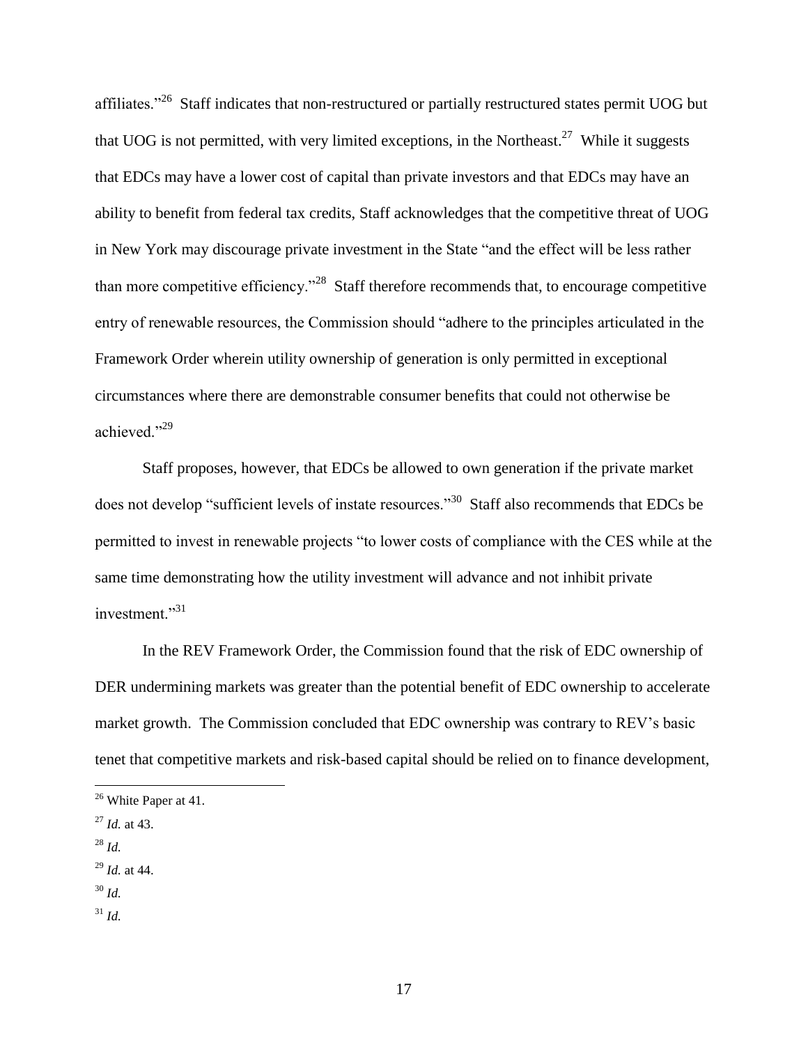affiliates."[26] Staff indicates that non-restructured or partially restructured states permit UOG but that UOG is not permitted, with very limited exceptions, in the Northeast.[27] While it suggests that EDCs may have a lower cost of capital than private investors and that EDCs may have an ability to benefit from federal tax credits, Staff acknowledges that the competitive threat of UOG in New York may discourage private investment in the State "and the effect will be less rather than more competitive efficiency."[28] Staff therefore recommends that, to encourage competitive entry of renewable resources, the Commission should "adhere to the principles articulated in the Framework Order wherein utility ownership of generation is only permitted in exceptional circumstances where there are demonstrable consumer benefits that could not otherwise be achieved."[29]

Staff proposes, however, that EDCs be allowed to own generation if the private market does not develop "sufficient levels of instate resources."[30] Staff also recommends that EDCs be permitted to invest in renewable projects "to lower costs of compliance with the CES while at the same time demonstrating how the utility investment will advance and not inhibit private investment."[31]

In the REV Framework Order, the Commission found that the risk of EDC ownership of DER undermining markets was greater than the potential benefit of EDC ownership to accelerate market growth. The Commission concluded that EDC ownership was contrary to REV's basic tenet that competitive markets and risk-based capital should be relied on to finance development,

---

[26] White Paper at 41.

[27] *Id.* at 43.

[28] *Id.*

[29] *Id.* at 44.

[30] *Id.*

[31] *Id.*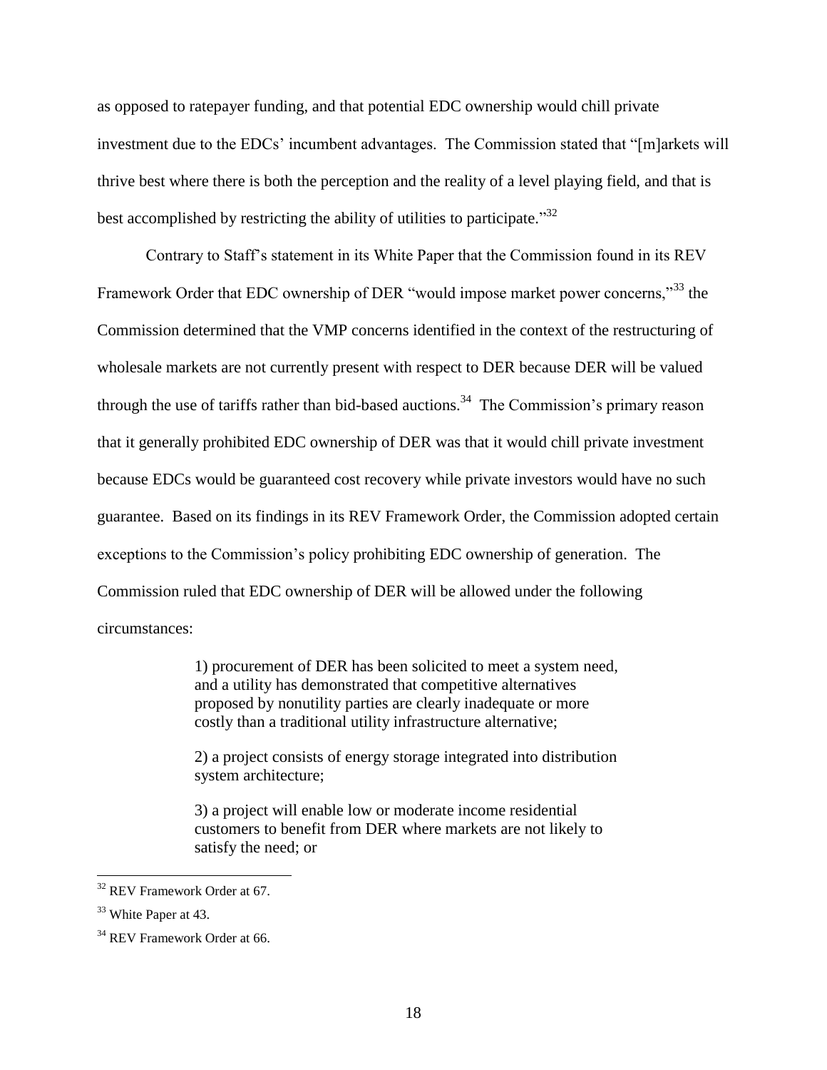as opposed to ratepayer funding, and that potential EDC ownership would chill private investment due to the EDCs' incumbent advantages. The Commission stated that "[m]arkets will thrive best where there is both the perception and the reality of a level playing field, and that is best accomplished by restricting the ability of utilities to participate."[32]

Contrary to Staff's statement in its White Paper that the Commission found in its REV Framework Order that EDC ownership of DER "would impose market power concerns,"[33] the Commission determined that the VMP concerns identified in the context of the restructuring of wholesale markets are not currently present with respect to DER because DER will be valued through the use of tariffs rather than bid-based auctions.[34] The Commission's primary reason that it generally prohibited EDC ownership of DER was that it would chill private investment because EDCs would be guaranteed cost recovery while private investors would have no such guarantee. Based on its findings in its REV Framework Order, the Commission adopted certain exceptions to the Commission's policy prohibiting EDC ownership of generation. The Commission ruled that EDC ownership of DER will be allowed under the following circumstances:

> 1) procurement of DER has been solicited to meet a system need, and a utility has demonstrated that competitive alternatives proposed by nonutility parties are clearly inadequate or more costly than a traditional utility infrastructure alternative;
>
> 2) a project consists of energy storage integrated into distribution system architecture;
>
> 3) a project will enable low or moderate income residential customers to benefit from DER where markets are not likely to satisfy the need; or

---

[32] REV Framework Order at 67.

[33] White Paper at 43.

[34] REV Framework Order at 66.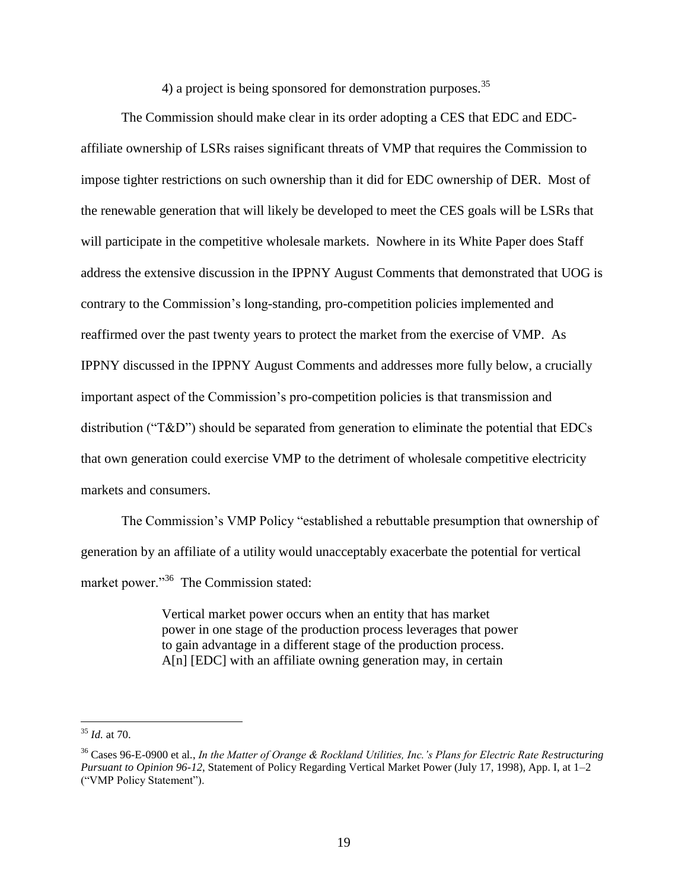4) a project is being sponsored for demonstration purposes.[35]

The Commission should make clear in its order adopting a CES that EDC and EDC-affiliate ownership of LSRs raises significant threats of VMP that requires the Commission to impose tighter restrictions on such ownership than it did for EDC ownership of DER. Most of the renewable generation that will likely be developed to meet the CES goals will be LSRs that will participate in the competitive wholesale markets. Nowhere in its White Paper does Staff address the extensive discussion in the IPPNY August Comments that demonstrated that UOG is contrary to the Commission's long-standing, pro-competition policies implemented and reaffirmed over the past twenty years to protect the market from the exercise of VMP. As IPPNY discussed in the IPPNY August Comments and addresses more fully below, a crucially important aspect of the Commission's pro-competition policies is that transmission and distribution ("T&D") should be separated from generation to eliminate the potential that EDCs that own generation could exercise VMP to the detriment of wholesale competitive electricity markets and consumers.

The Commission's VMP Policy "established a rebuttable presumption that ownership of generation by an affiliate of a utility would unacceptably exacerbate the potential for vertical market power."[36] The Commission stated:

> Vertical market power occurs when an entity that has market power in one stage of the production process leverages that power to gain advantage in a different stage of the production process. A[n] [EDC] with an affiliate owning generation may, in certain

---

[35] *Id.* at 70.

[36] Cases 96-E-0900 et al., *In the Matter of Orange & Rockland Utilities, Inc.'s Plans for Electric Rate Restructuring Pursuant to Opinion 96-12*, Statement of Policy Regarding Vertical Market Power (July 17, 1998), App. I, at 1–2 ("VMP Policy Statement").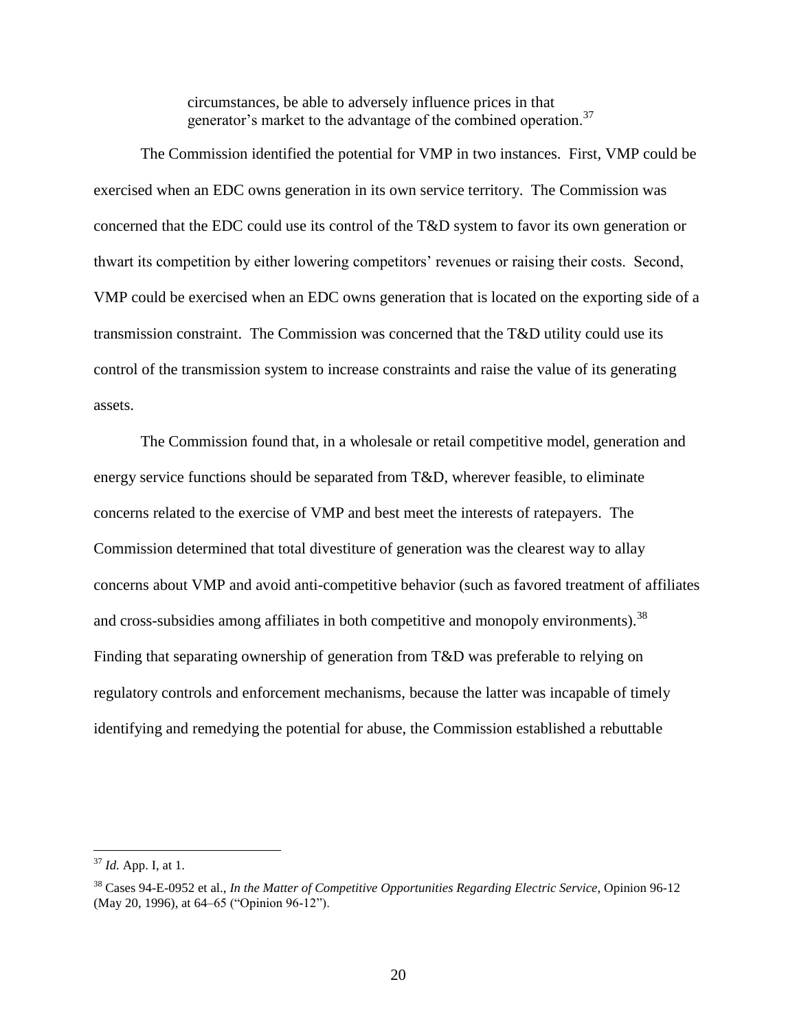> circumstances, be able to adversely influence prices in that generator's market to the advantage of the combined operation.[37]

The Commission identified the potential for VMP in two instances. First, VMP could be exercised when an EDC owns generation in its own service territory. The Commission was concerned that the EDC could use its control of the T&D system to favor its own generation or thwart its competition by either lowering competitors' revenues or raising their costs. Second, VMP could be exercised when an EDC owns generation that is located on the exporting side of a transmission constraint. The Commission was concerned that the T&D utility could use its control of the transmission system to increase constraints and raise the value of its generating assets.

The Commission found that, in a wholesale or retail competitive model, generation and energy service functions should be separated from T&D, wherever feasible, to eliminate concerns related to the exercise of VMP and best meet the interests of ratepayers. The Commission determined that total divestiture of generation was the clearest way to allay concerns about VMP and avoid anti-competitive behavior (such as favored treatment of affiliates and cross-subsidies among affiliates in both competitive and monopoly environments).[38] Finding that separating ownership of generation from T&D was preferable to relying on regulatory controls and enforcement mechanisms, because the latter was incapable of timely identifying and remedying the potential for abuse, the Commission established a rebuttable

---

[37] *Id.* App. I, at 1.

[38] Cases 94-E-0952 et al., *In the Matter of Competitive Opportunities Regarding Electric Service*, Opinion 96-12 (May 20, 1996), at 64–65 ("Opinion 96-12").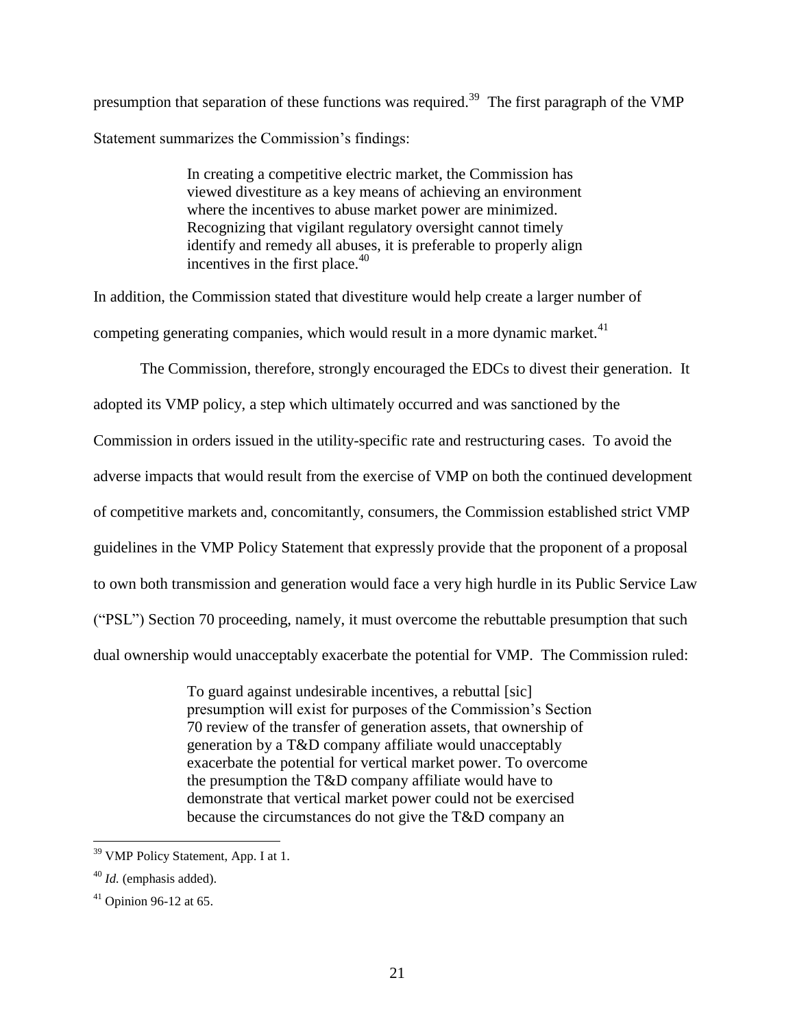presumption that separation of these functions was required.[39] The first paragraph of the VMP Statement summarizes the Commission's findings:

> In creating a competitive electric market, the Commission has viewed divestiture as a key means of achieving an environment where the incentives to abuse market power are minimized. Recognizing that vigilant regulatory oversight cannot timely identify and remedy all abuses, it is preferable to properly align incentives in the first place.[40]

In addition, the Commission stated that divestiture would help create a larger number of competing generating companies, which would result in a more dynamic market.[41]

The Commission, therefore, strongly encouraged the EDCs to divest their generation. It adopted its VMP policy, a step which ultimately occurred and was sanctioned by the Commission in orders issued in the utility-specific rate and restructuring cases. To avoid the adverse impacts that would result from the exercise of VMP on both the continued development of competitive markets and, concomitantly, consumers, the Commission established strict VMP guidelines in the VMP Policy Statement that expressly provide that the proponent of a proposal to own both transmission and generation would face a very high hurdle in its Public Service Law ("PSL") Section 70 proceeding, namely, it must overcome the rebuttable presumption that such dual ownership would unacceptably exacerbate the potential for VMP. The Commission ruled:

> To guard against undesirable incentives, a rebuttal [sic] presumption will exist for purposes of the Commission's Section 70 review of the transfer of generation assets, that ownership of generation by a T&D company affiliate would unacceptably exacerbate the potential for vertical market power. To overcome the presumption the T&D company affiliate would have to demonstrate that vertical market power could not be exercised because the circumstances do not give the T&D company an

---

[39] VMP Policy Statement, App. I at 1.

[40] *Id.* (emphasis added).

[41] Opinion 96-12 at 65.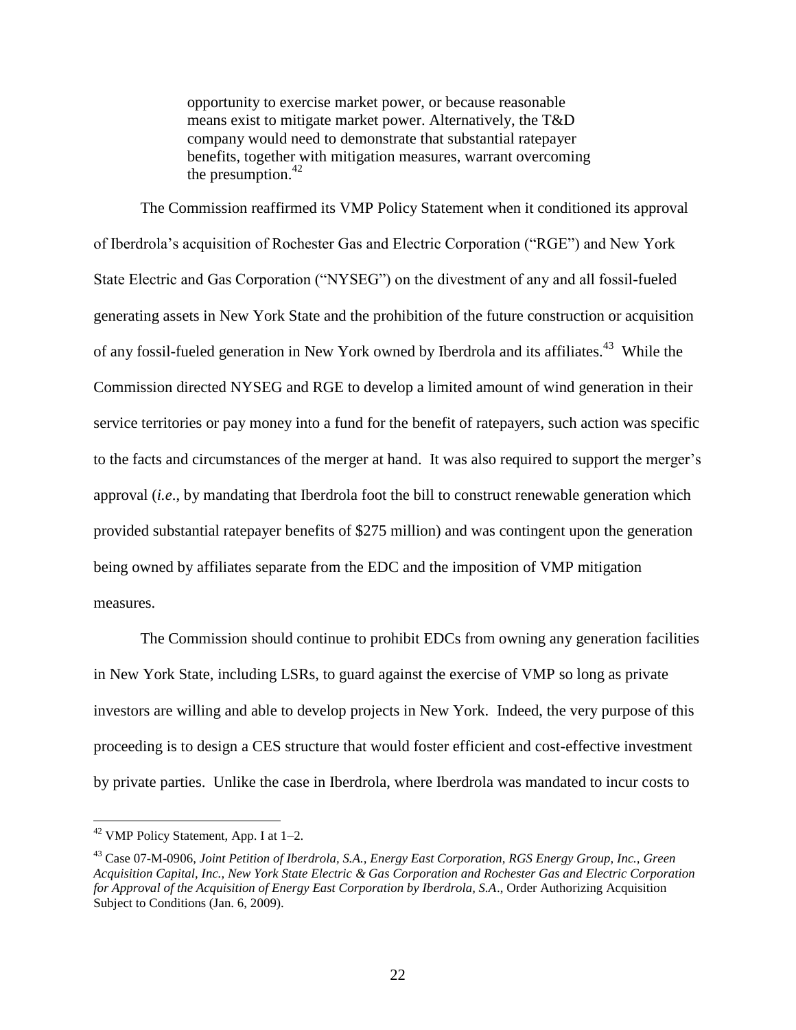> opportunity to exercise market power, or because reasonable means exist to mitigate market power. Alternatively, the T&D company would need to demonstrate that substantial ratepayer benefits, together with mitigation measures, warrant overcoming the presumption.[42]

The Commission reaffirmed its VMP Policy Statement when it conditioned its approval of Iberdrola's acquisition of Rochester Gas and Electric Corporation ("RGE") and New York State Electric and Gas Corporation ("NYSEG") on the divestment of any and all fossil-fueled generating assets in New York State and the prohibition of the future construction or acquisition of any fossil-fueled generation in New York owned by Iberdrola and its affiliates.[43] While the Commission directed NYSEG and RGE to develop a limited amount of wind generation in their service territories or pay money into a fund for the benefit of ratepayers, such action was specific to the facts and circumstances of the merger at hand. It was also required to support the merger's approval (*i.e*., by mandating that Iberdrola foot the bill to construct renewable generation which provided substantial ratepayer benefits of $275 million) and was contingent upon the generation being owned by affiliates separate from the EDC and the imposition of VMP mitigation measures.

The Commission should continue to prohibit EDCs from owning any generation facilities in New York State, including LSRs, to guard against the exercise of VMP so long as private investors are willing and able to develop projects in New York. Indeed, the very purpose of this proceeding is to design a CES structure that would foster efficient and cost-effective investment by private parties. Unlike the case in Iberdrola, where Iberdrola was mandated to incur costs to

---

[42] VMP Policy Statement, App. I at 1–2.

[43] Case 07-M-0906, *Joint Petition of Iberdrola, S.A., Energy East Corporation, RGS Energy Group, Inc., Green Acquisition Capital, Inc., New York State Electric & Gas Corporation and Rochester Gas and Electric Corporation for Approval of the Acquisition of Energy East Corporation by Iberdrola, S.A*., Order Authorizing Acquisition Subject to Conditions (Jan. 6, 2009).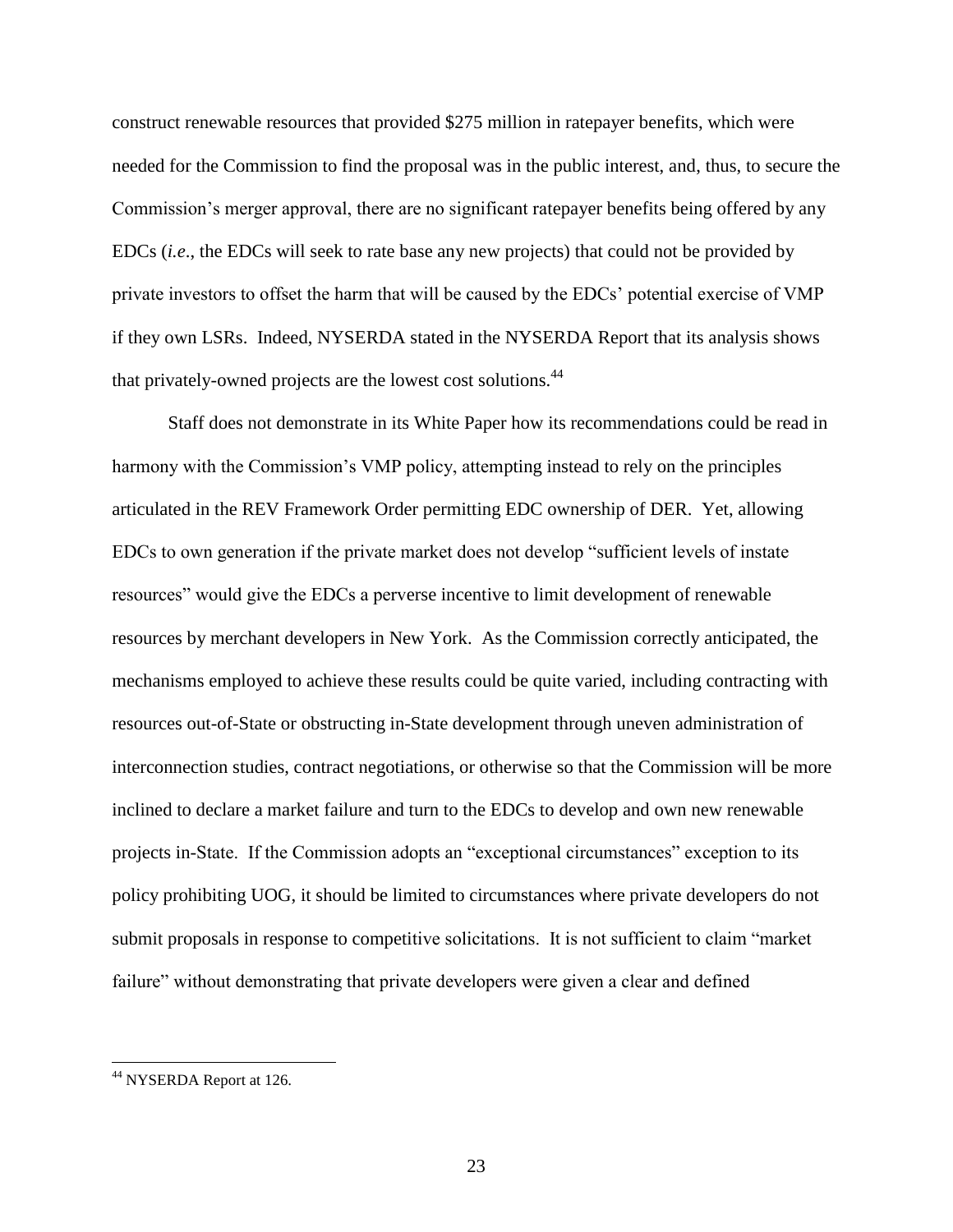construct renewable resources that provided $275 million in ratepayer benefits, which were needed for the Commission to find the proposal was in the public interest, and, thus, to secure the Commission's merger approval, there are no significant ratepayer benefits being offered by any EDCs (*i.e*., the EDCs will seek to rate base any new projects) that could not be provided by private investors to offset the harm that will be caused by the EDCs' potential exercise of VMP if they own LSRs. Indeed, NYSERDA stated in the NYSERDA Report that its analysis shows that privately-owned projects are the lowest cost solutions.[44]

Staff does not demonstrate in its White Paper how its recommendations could be read in harmony with the Commission's VMP policy, attempting instead to rely on the principles articulated in the REV Framework Order permitting EDC ownership of DER. Yet, allowing EDCs to own generation if the private market does not develop "sufficient levels of instate resources" would give the EDCs a perverse incentive to limit development of renewable resources by merchant developers in New York. As the Commission correctly anticipated, the mechanisms employed to achieve these results could be quite varied, including contracting with resources out-of-State or obstructing in-State development through uneven administration of interconnection studies, contract negotiations, or otherwise so that the Commission will be more inclined to declare a market failure and turn to the EDCs to develop and own new renewable projects in-State. If the Commission adopts an "exceptional circumstances" exception to its policy prohibiting UOG, it should be limited to circumstances where private developers do not submit proposals in response to competitive solicitations. It is not sufficient to claim "market failure" without demonstrating that private developers were given a clear and defined

[44] NYSERDA Report at 126.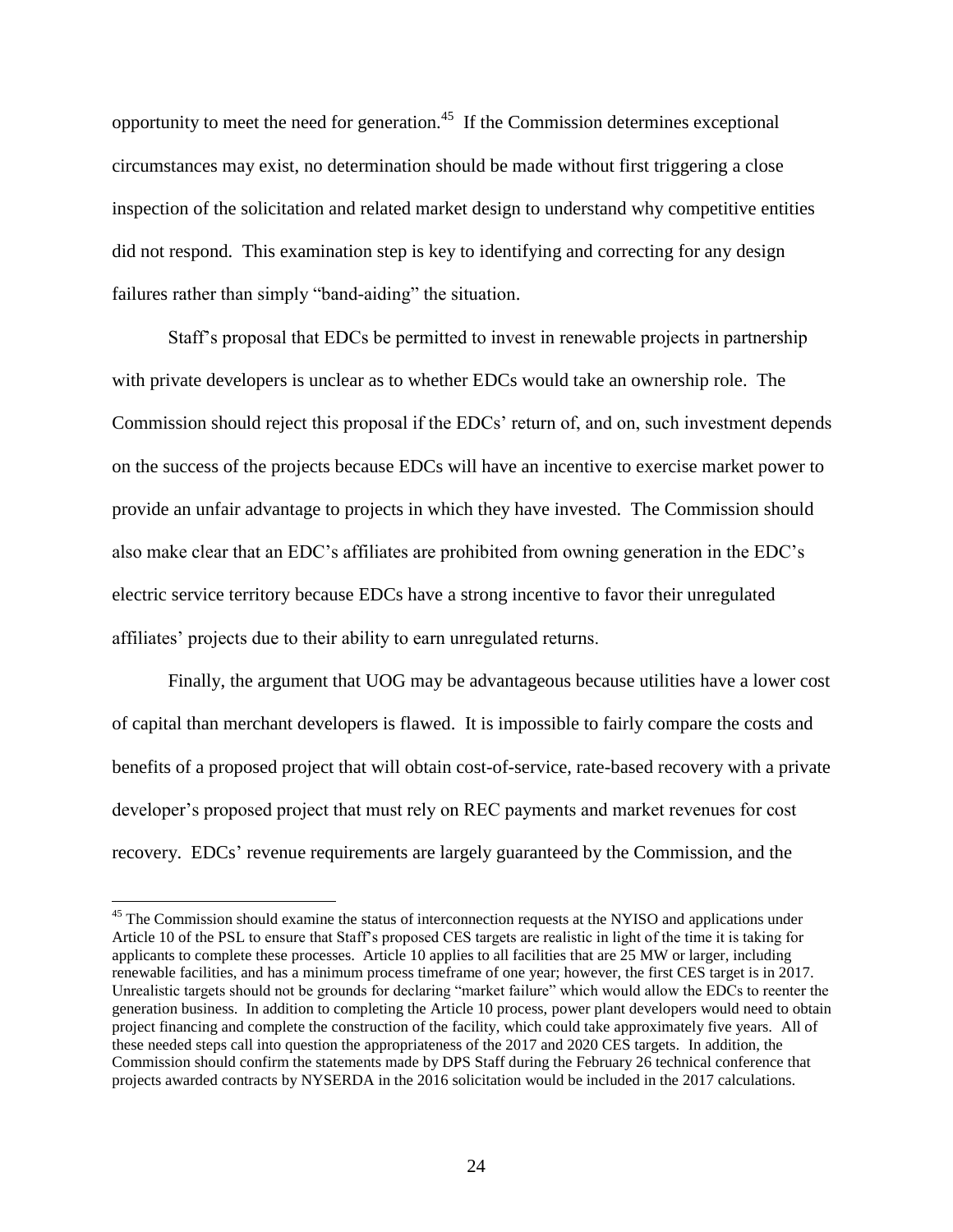opportunity to meet the need for generation.[45] If the Commission determines exceptional circumstances may exist, no determination should be made without first triggering a close inspection of the solicitation and related market design to understand why competitive entities did not respond. This examination step is key to identifying and correcting for any design failures rather than simply "band-aiding" the situation.

Staff's proposal that EDCs be permitted to invest in renewable projects in partnership with private developers is unclear as to whether EDCs would take an ownership role. The Commission should reject this proposal if the EDCs' return of, and on, such investment depends on the success of the projects because EDCs will have an incentive to exercise market power to provide an unfair advantage to projects in which they have invested. The Commission should also make clear that an EDC's affiliates are prohibited from owning generation in the EDC's electric service territory because EDCs have a strong incentive to favor their unregulated affiliates' projects due to their ability to earn unregulated returns.

Finally, the argument that UOG may be advantageous because utilities have a lower cost of capital than merchant developers is flawed. It is impossible to fairly compare the costs and benefits of a proposed project that will obtain cost-of-service, rate-based recovery with a private developer's proposed project that must rely on REC payments and market revenues for cost recovery. EDCs' revenue requirements are largely guaranteed by the Commission, and the

---

[45] The Commission should examine the status of interconnection requests at the NYISO and applications under Article 10 of the PSL to ensure that Staff's proposed CES targets are realistic in light of the time it is taking for applicants to complete these processes. Article 10 applies to all facilities that are 25 MW or larger, including renewable facilities, and has a minimum process timeframe of one year; however, the first CES target is in 2017. Unrealistic targets should not be grounds for declaring "market failure" which would allow the EDCs to reenter the generation business. In addition to completing the Article 10 process, power plant developers would need to obtain project financing and complete the construction of the facility, which could take approximately five years. All of these needed steps call into question the appropriateness of the 2017 and 2020 CES targets. In addition, the Commission should confirm the statements made by DPS Staff during the February 26 technical conference that projects awarded contracts by NYSERDA in the 2016 solicitation would be included in the 2017 calculations.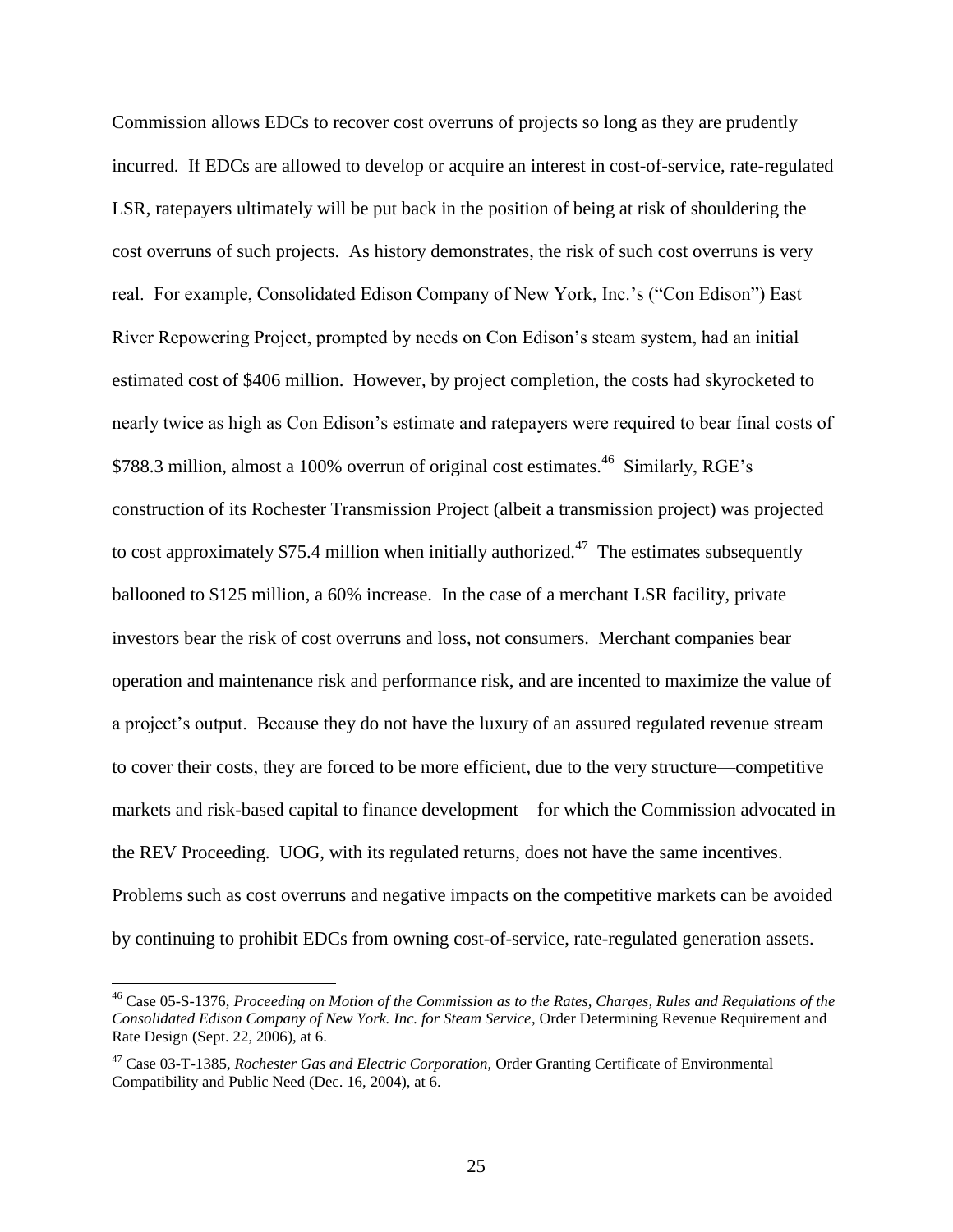Commission allows EDCs to recover cost overruns of projects so long as they are prudently incurred. If EDCs are allowed to develop or acquire an interest in cost-of-service, rate-regulated LSR, ratepayers ultimately will be put back in the position of being at risk of shouldering the cost overruns of such projects. As history demonstrates, the risk of such cost overruns is very real. For example, Consolidated Edison Company of New York, Inc.'s ("Con Edison") East River Repowering Project, prompted by needs on Con Edison's steam system, had an initial estimated cost of $406 million. However, by project completion, the costs had skyrocketed to nearly twice as high as Con Edison's estimate and ratepayers were required to bear final costs of $788.3 million, almost a 100% overrun of original cost estimates.[46] Similarly, RGE's construction of its Rochester Transmission Project (albeit a transmission project) was projected to cost approximately $75.4 million when initially authorized.[47] The estimates subsequently ballooned to $125 million, a 60% increase. In the case of a merchant LSR facility, private investors bear the risk of cost overruns and loss, not consumers. Merchant companies bear operation and maintenance risk and performance risk, and are incented to maximize the value of a project's output. Because they do not have the luxury of an assured regulated revenue stream to cover their costs, they are forced to be more efficient, due to the very structure—competitive markets and risk-based capital to finance development—for which the Commission advocated in the REV Proceeding. UOG, with its regulated returns, does not have the same incentives. Problems such as cost overruns and negative impacts on the competitive markets can be avoided by continuing to prohibit EDCs from owning cost-of-service, rate-regulated generation assets.

---

[46] Case 05-S-1376, *Proceeding on Motion of the Commission as to the Rates, Charges, Rules and Regulations of the Consolidated Edison Company of New York. Inc. for Steam Service*, Order Determining Revenue Requirement and Rate Design (Sept. 22, 2006), at 6.

[47] Case 03-T-1385, *Rochester Gas and Electric Corporation,* Order Granting Certificate of Environmental Compatibility and Public Need (Dec. 16, 2004), at 6.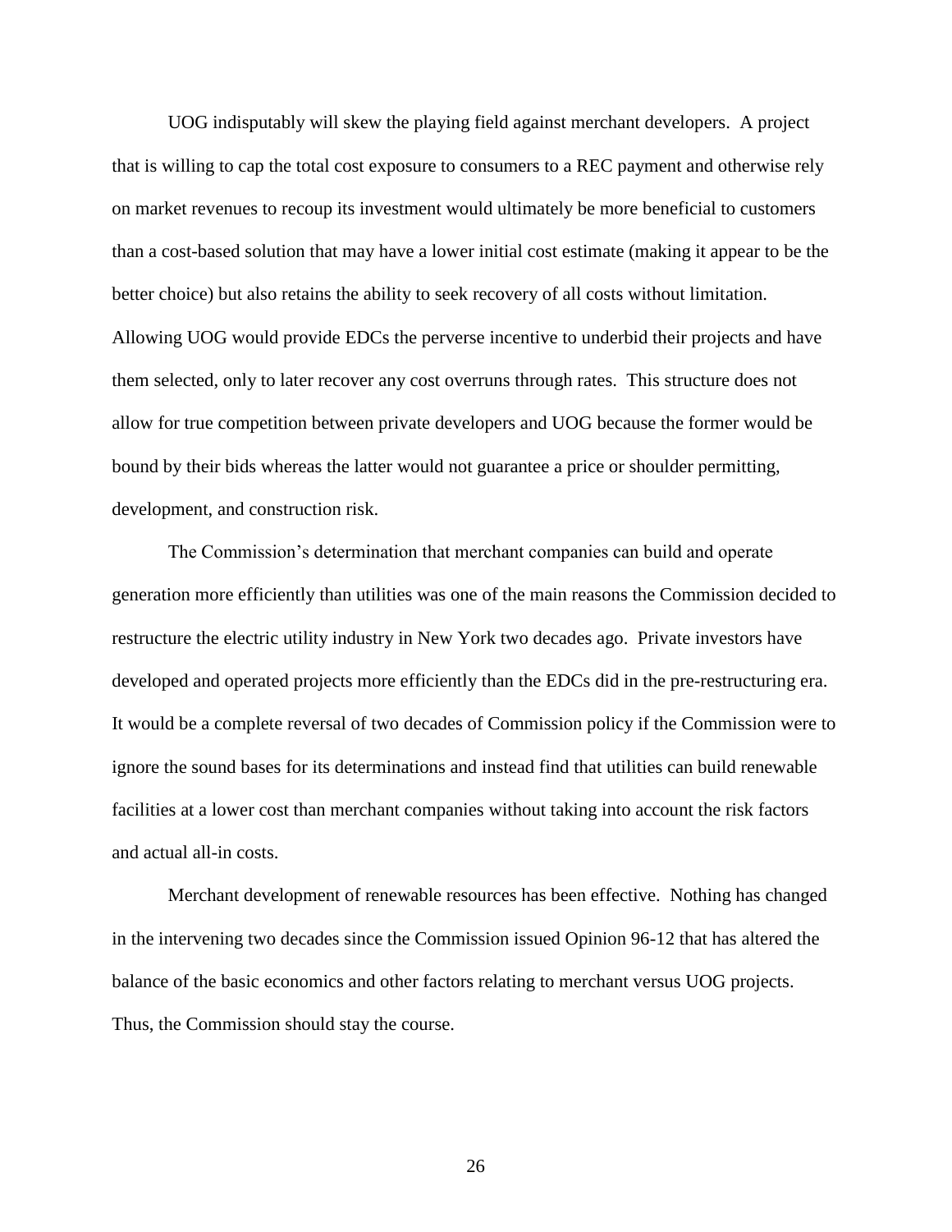UOG indisputably will skew the playing field against merchant developers. A project that is willing to cap the total cost exposure to consumers to a REC payment and otherwise rely on market revenues to recoup its investment would ultimately be more beneficial to customers than a cost-based solution that may have a lower initial cost estimate (making it appear to be the better choice) but also retains the ability to seek recovery of all costs without limitation. Allowing UOG would provide EDCs the perverse incentive to underbid their projects and have them selected, only to later recover any cost overruns through rates. This structure does not allow for true competition between private developers and UOG because the former would be bound by their bids whereas the latter would not guarantee a price or shoulder permitting, development, and construction risk.

The Commission's determination that merchant companies can build and operate generation more efficiently than utilities was one of the main reasons the Commission decided to restructure the electric utility industry in New York two decades ago. Private investors have developed and operated projects more efficiently than the EDCs did in the pre-restructuring era. It would be a complete reversal of two decades of Commission policy if the Commission were to ignore the sound bases for its determinations and instead find that utilities can build renewable facilities at a lower cost than merchant companies without taking into account the risk factors and actual all-in costs.

Merchant development of renewable resources has been effective. Nothing has changed in the intervening two decades since the Commission issued Opinion 96-12 that has altered the balance of the basic economics and other factors relating to merchant versus UOG projects. Thus, the Commission should stay the course.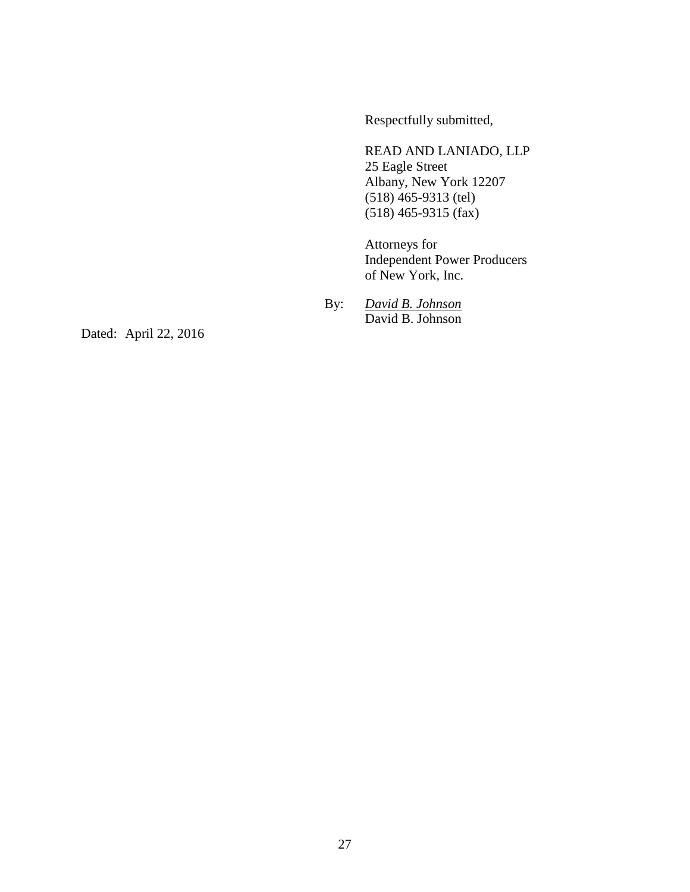Respectfully submitted,

READ AND LANIADO, LLP
25 Eagle Street
Albany, New York 12207
(518) 465-9313 (tel)
(518) 465-9315 (fax)

Attorneys for
Independent Power Producers
of New York, Inc.

By: *David B. Johnson*
David B. Johnson

Dated: April 22, 2016